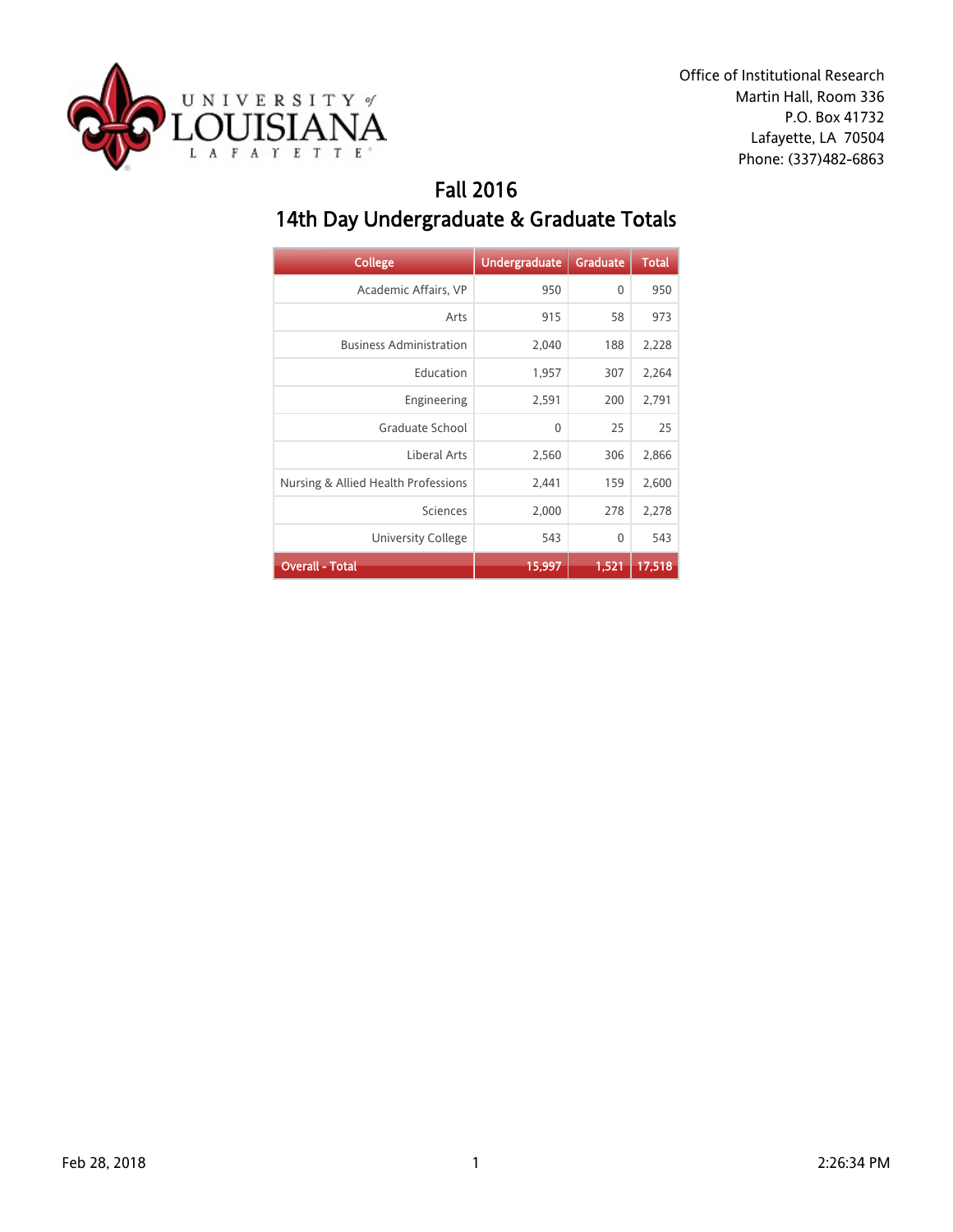Office of Institutional Research
Martin Hall, Room 336
P.O. Box 41732
Lafayette, LA 70504
Phone: (337)482-6863

# Fall 2016
## 14th Day Undergraduate & Graduate Totals

| College | Undergraduate | Graduate | Total |
|---|---|---|---|
| Academic Affairs, VP | 950 | 0 | 950 |
| Arts | 915 | 58 | 973 |
| Business Administration | 2,040 | 188 | 2,228 |
| Education | 1,957 | 307 | 2,264 |
| Engineering | 2,591 | 200 | 2,791 |
| Graduate School | 0 | 25 | 25 |
| Liberal Arts | 2,560 | 306 | 2,866 |
| Nursing & Allied Health Professions | 2,441 | 159 | 2,600 |
| Sciences | 2,000 | 278 | 2,278 |
| University College | 543 | 0 | 543 |
| **Overall - Total** | **15,997** | **1,521** | **17,518** |

Feb 28, 2018 2:26:34 PM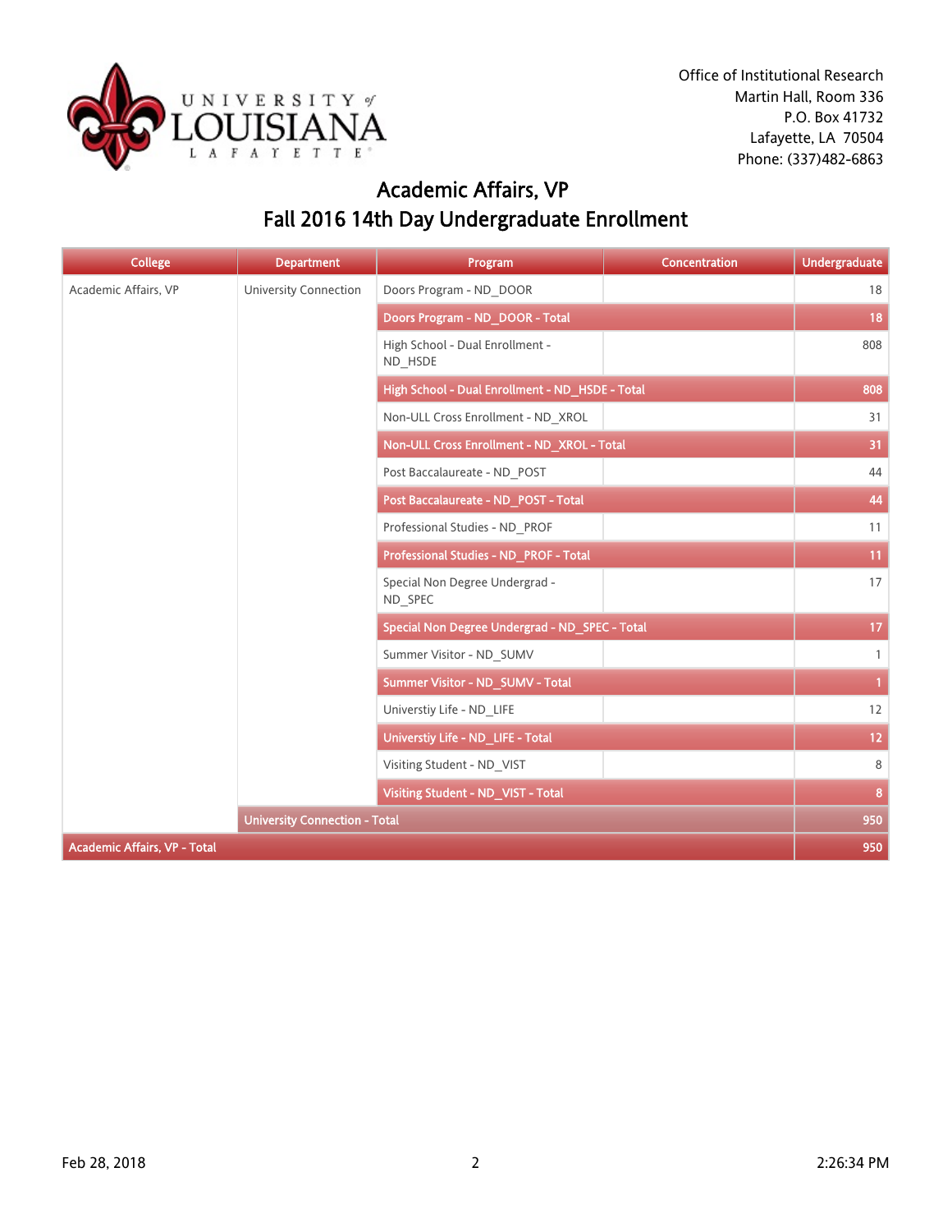Office of Institutional Research
Martin Hall, Room 336
P.O. Box 41732
Lafayette, LA 70504
Phone: (337)482-6863

# Academic Affairs, VP
## Fall 2016 14th Day Undergraduate Enrollment

| College | Department | Program | Concentration | Undergraduate |
|---|---|---|---|---|
| Academic Affairs, VP | University Connection | Doors Program - ND_DOOR | | 18 |
| | | **Doors Program - ND_DOOR - Total** | | **18** |
| | | High School - Dual Enrollment - ND_HSDE | | 808 |
| | | **High School - Dual Enrollment - ND_HSDE - Total** | | **808** |
| | | Non-ULL Cross Enrollment - ND_XROL | | 31 |
| | | **Non-ULL Cross Enrollment - ND_XROL - Total** | | **31** |
| | | Post Baccalaureate - ND_POST | | 44 |
| | | **Post Baccalaureate - ND_POST - Total** | | **44** |
| | | Professional Studies - ND_PROF | | 11 |
| | | **Professional Studies - ND_PROF - Total** | | **11** |
| | | Special Non Degree Undergrad - ND_SPEC | | 17 |
| | | **Special Non Degree Undergrad - ND_SPEC - Total** | | **17** |
| | | Summer Visitor - ND_SUMV | | 1 |
| | | **Summer Visitor - ND_SUMV - Total** | | **1** |
| | | Universtiy Life - ND_LIFE | | 12 |
| | | **Universtiy Life - ND_LIFE - Total** | | **12** |
| | | Visiting Student - ND_VIST | | 8 |
| | | **Visiting Student - ND_VIST - Total** | | **8** |
| | **University Connection - Total** | | | **950** |
| **Academic Affairs, VP - Total** | | | | **950** |

Feb 28, 2018 2:26:34 PM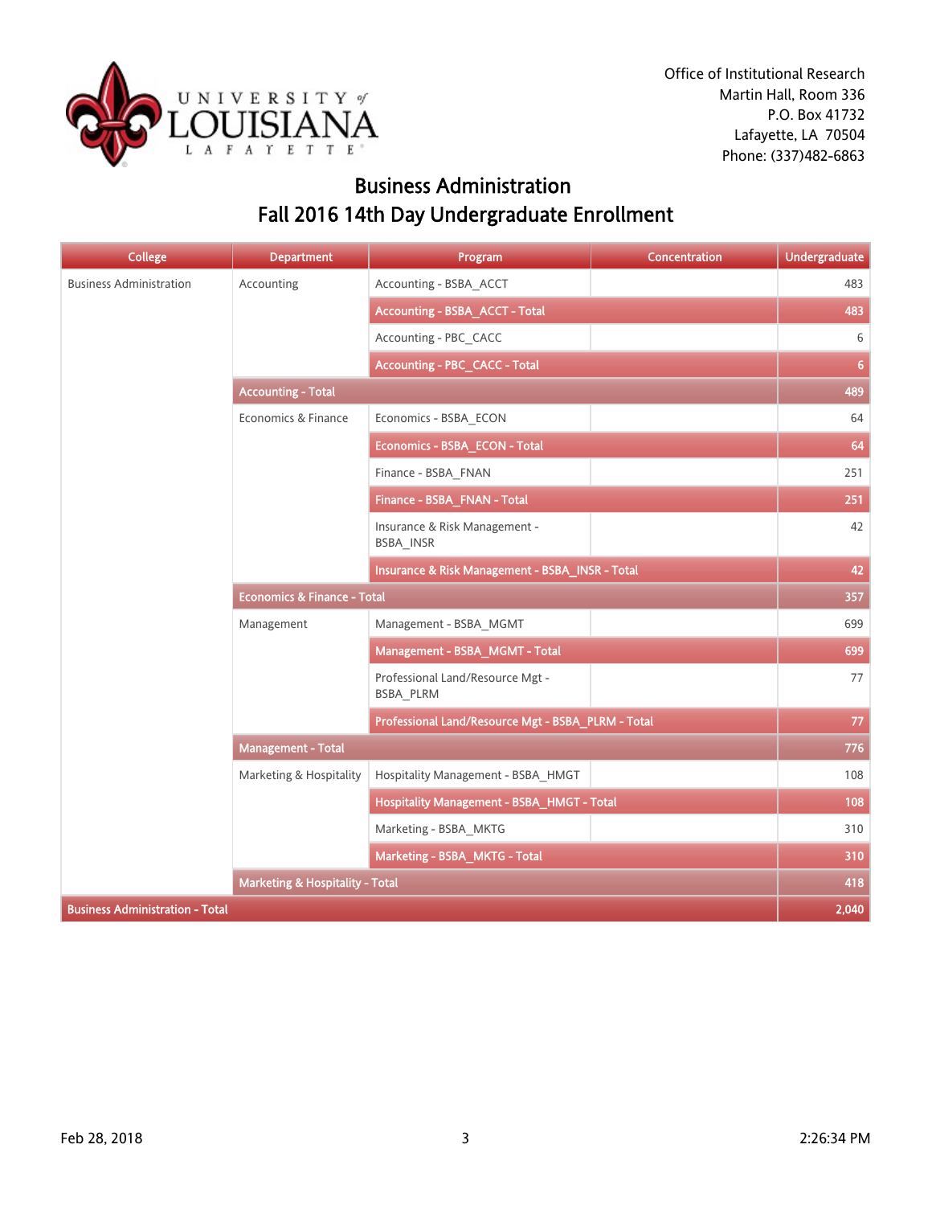Office of Institutional Research
Martin Hall, Room 336
P.O. Box 41732
Lafayette, LA 70504
Phone: (337)482-6863

# Business Administration
## Fall 2016 14th Day Undergraduate Enrollment

| College | Department | Program | Concentration | Undergraduate |
|---|---|---|---|---|
| Business Administration | Accounting | Accounting - BSBA_ACCT | | 483 |
| | | Accounting - BSBA_ACCT - Total | | 483 |
| | | Accounting - PBC_CACC | | 6 |
| | | Accounting - PBC_CACC - Total | | 6 |
| | Accounting - Total | | | 489 |
| | Economics & Finance | Economics - BSBA_ECON | | 64 |
| | | Economics - BSBA_ECON - Total | | 64 |
| | | Finance - BSBA_FNAN | | 251 |
| | | Finance - BSBA_FNAN - Total | | 251 |
| | | Insurance & Risk Management - BSBA_INSR | | 42 |
| | | Insurance & Risk Management - BSBA_INSR - Total | | 42 |
| | Economics & Finance - Total | | | 357 |
| | Management | Management - BSBA_MGMT | | 699 |
| | | Management - BSBA_MGMT - Total | | 699 |
| | | Professional Land/Resource Mgt - BSBA_PLRM | | 77 |
| | | Professional Land/Resource Mgt - BSBA_PLRM - Total | | 77 |
| | Management - Total | | | 776 |
| | Marketing & Hospitality | Hospitality Management - BSBA_HMGT | | 108 |
| | | Hospitality Management - BSBA_HMGT - Total | | 108 |
| | | Marketing - BSBA_MKTG | | 310 |
| | | Marketing - BSBA_MKTG - Total | | 310 |
| | Marketing & Hospitality - Total | | | 418 |
| Business Administration - Total | | | | 2,040 |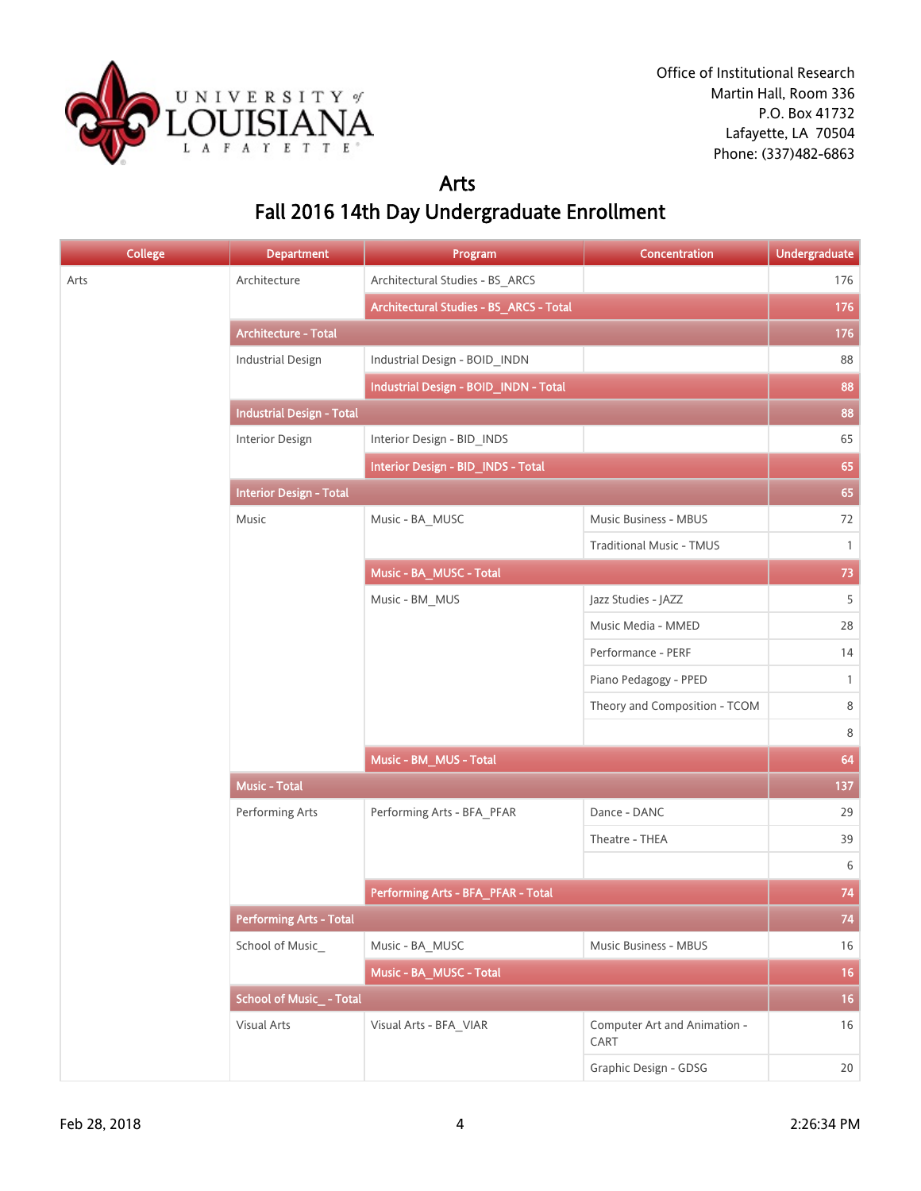Office of Institutional Research
Martin Hall, Room 336
P.O. Box 41732
Lafayette, LA 70504
Phone: (337)482-6863

# Arts

## Fall 2016 14th Day Undergraduate Enrollment

| College | Department | Program | Concentration | Undergraduate |
|---|---|---|---|---|
| Arts | Architecture | Architectural Studies - BS_ARCS | | 176 |
| | | Architectural Studies - BS_ARCS - Total | | 176 |
| | Architecture - Total | | | 176 |
| | Industrial Design | Industrial Design - BOID_INDN | | 88 |
| | | Industrial Design - BOID_INDN - Total | | 88 |
| | Industrial Design - Total | | | 88 |
| | Interior Design | Interior Design - BID_INDS | | 65 |
| | | Interior Design - BID_INDS - Total | | 65 |
| | Interior Design - Total | | | 65 |
| | Music | Music - BA_MUSC | Music Business - MBUS | 72 |
| | | | Traditional Music - TMUS | 1 |
| | | Music - BA_MUSC - Total | | 73 |
| | | Music - BM_MUS | Jazz Studies - JAZZ | 5 |
| | | | Music Media - MMED | 28 |
| | | | Performance - PERF | 14 |
| | | | Piano Pedagogy - PPED | 1 |
| | | | Theory and Composition - TCOM | 8 |
| | | | | 8 |
| | | Music - BM_MUS - Total | | 64 |
| | Music - Total | | | 137 |
| | Performing Arts | Performing Arts - BFA_PFAR | Dance - DANC | 29 |
| | | | Theatre - THEA | 39 |
| | | | | 6 |
| | | Performing Arts - BFA_PFAR - Total | | 74 |
| | Performing Arts - Total | | | 74 |
| | School of Music_ | Music - BA_MUSC | Music Business - MBUS | 16 |
| | | Music - BA_MUSC - Total | | 16 |
| | School of Music_ - Total | | | 16 |
| | Visual Arts | Visual Arts - BFA_VIAR | Computer Art and Animation - CART | 16 |
| | | | Graphic Design - GDSG | 20 |

Feb 28, 2018 2:26:34 PM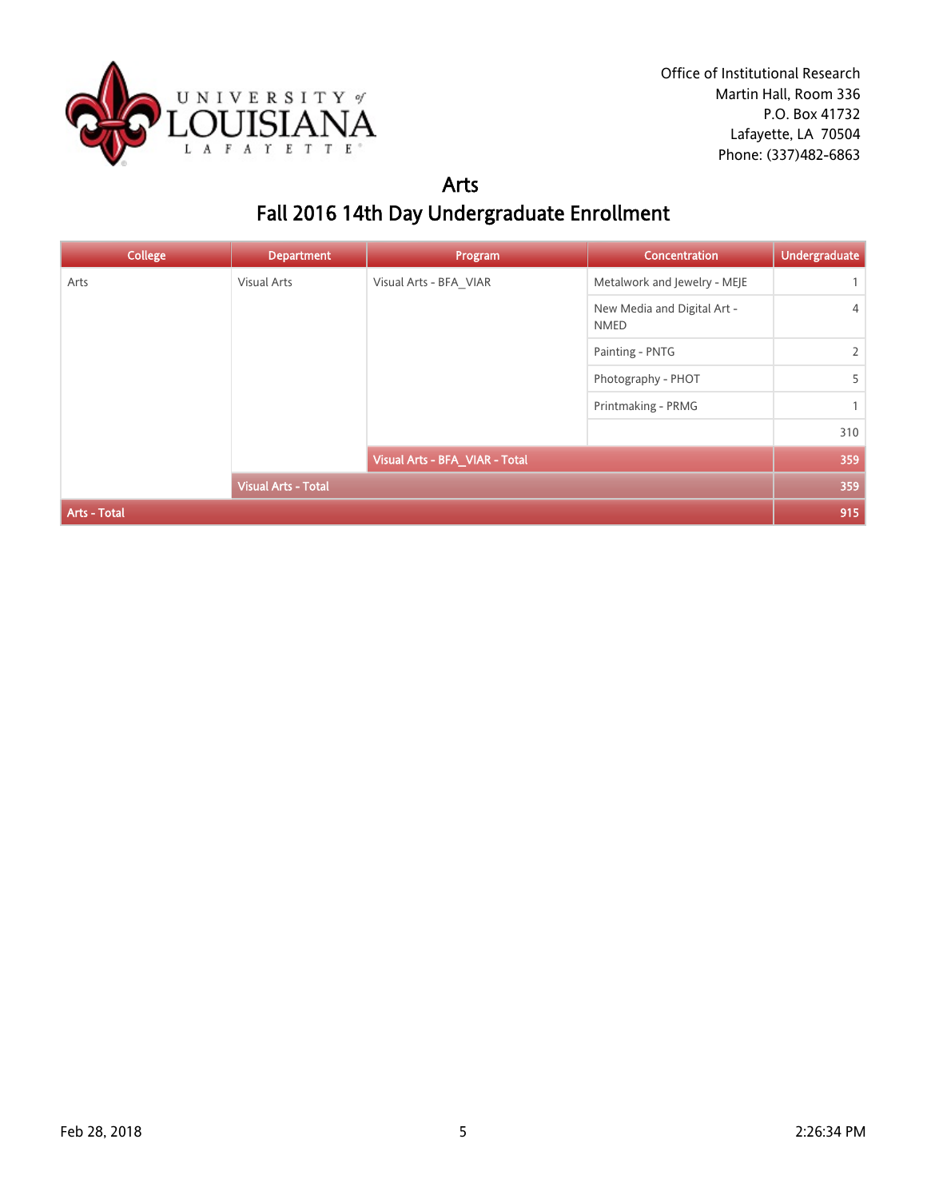Office of Institutional Research
Martin Hall, Room 336
P.O. Box 41732
Lafayette, LA 70504
Phone: (337)482-6863

# Arts

## Fall 2016 14th Day Undergraduate Enrollment

| College | Department | Program | Concentration | Undergraduate |
|---|---|---|---|---|
| Arts | Visual Arts | Visual Arts - BFA_VIAR | Metalwork and Jewelry - MEJE | 1 |
| | | | New Media and Digital Art - NMED | 4 |
| | | | Painting - PNTG | 2 |
| | | | Photography - PHOT | 5 |
| | | | Printmaking - PRMG | 1 |
| | | | | 310 |
| | | Visual Arts - BFA_VIAR - Total | | 359 |
| | Visual Arts - Total | | | 359 |
| Arts - Total | | | | 915 |

Feb 28, 2018 2:26:34 PM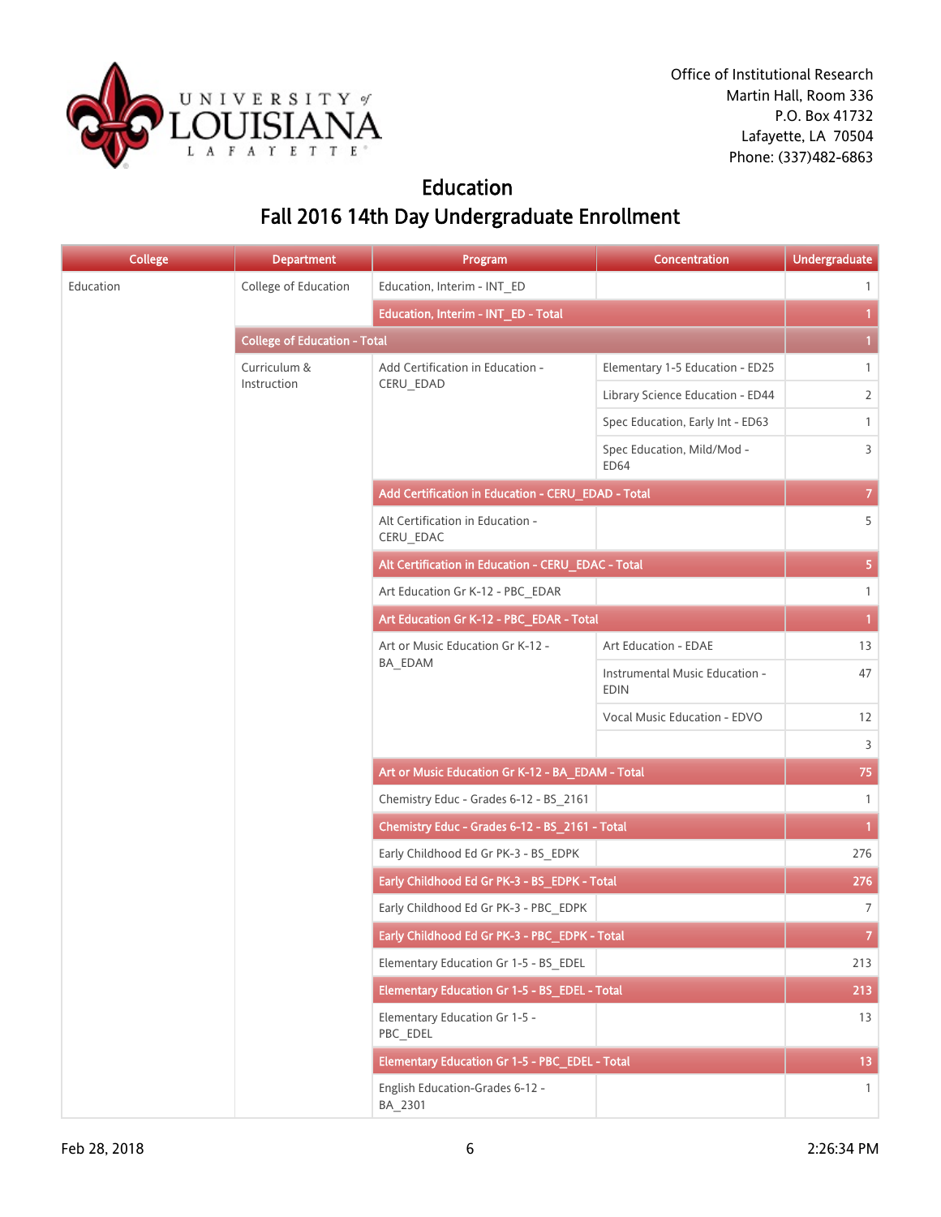Office of Institutional Research
Martin Hall, Room 336
P.O. Box 41732
Lafayette, LA 70504
Phone: (337)482-6863

# Education
## Fall 2016 14th Day Undergraduate Enrollment

| College | Department | Program | Concentration | Undergraduate |
|---|---|---|---|---|
| Education | College of Education | Education, Interim - INT_ED | | 1 |
| | | Education, Interim - INT_ED - Total | | 1 |
| | College of Education - Total | | | 1 |
| | Curriculum & Instruction | Add Certification in Education - CERU_EDAD | Elementary 1-5 Education - ED25 | 1 |
| | | | Library Science Education - ED44 | 2 |
| | | | Spec Education, Early Int - ED63 | 1 |
| | | | Spec Education, Mild/Mod - ED64 | 3 |
| | | Add Certification in Education - CERU_EDAD - Total | | 7 |
| | | Alt Certification in Education - CERU_EDAC | | 5 |
| | | Alt Certification in Education - CERU_EDAC - Total | | 5 |
| | | Art Education Gr K-12 - PBC_EDAR | | 1 |
| | | Art Education Gr K-12 - PBC_EDAR - Total | | 1 |
| | | Art or Music Education Gr K-12 - BA_EDAM | Art Education - EDAE | 13 |
| | | | Instrumental Music Education - EDIN | 47 |
| | | | Vocal Music Education - EDVO | 12 |
| | | | | 3 |
| | | Art or Music Education Gr K-12 - BA_EDAM - Total | | 75 |
| | | Chemistry Educ - Grades 6-12 - BS_2161 | | 1 |
| | | Chemistry Educ - Grades 6-12 - BS_2161 - Total | | 1 |
| | | Early Childhood Ed Gr PK-3 - BS_EDPK | | 276 |
| | | Early Childhood Ed Gr PK-3 - BS_EDPK - Total | | 276 |
| | | Early Childhood Ed Gr PK-3 - PBC_EDPK | | 7 |
| | | Early Childhood Ed Gr PK-3 - PBC_EDPK - Total | | 7 |
| | | Elementary Education Gr 1-5 - BS_EDEL | | 213 |
| | | Elementary Education Gr 1-5 - BS_EDEL - Total | | 213 |
| | | Elementary Education Gr 1-5 - PBC_EDEL | | 13 |
| | | Elementary Education Gr 1-5 - PBC_EDEL - Total | | 13 |
| | | English Education-Grades 6-12 - BA_2301 | | 1 |

Feb 28, 2018 2:26:34 PM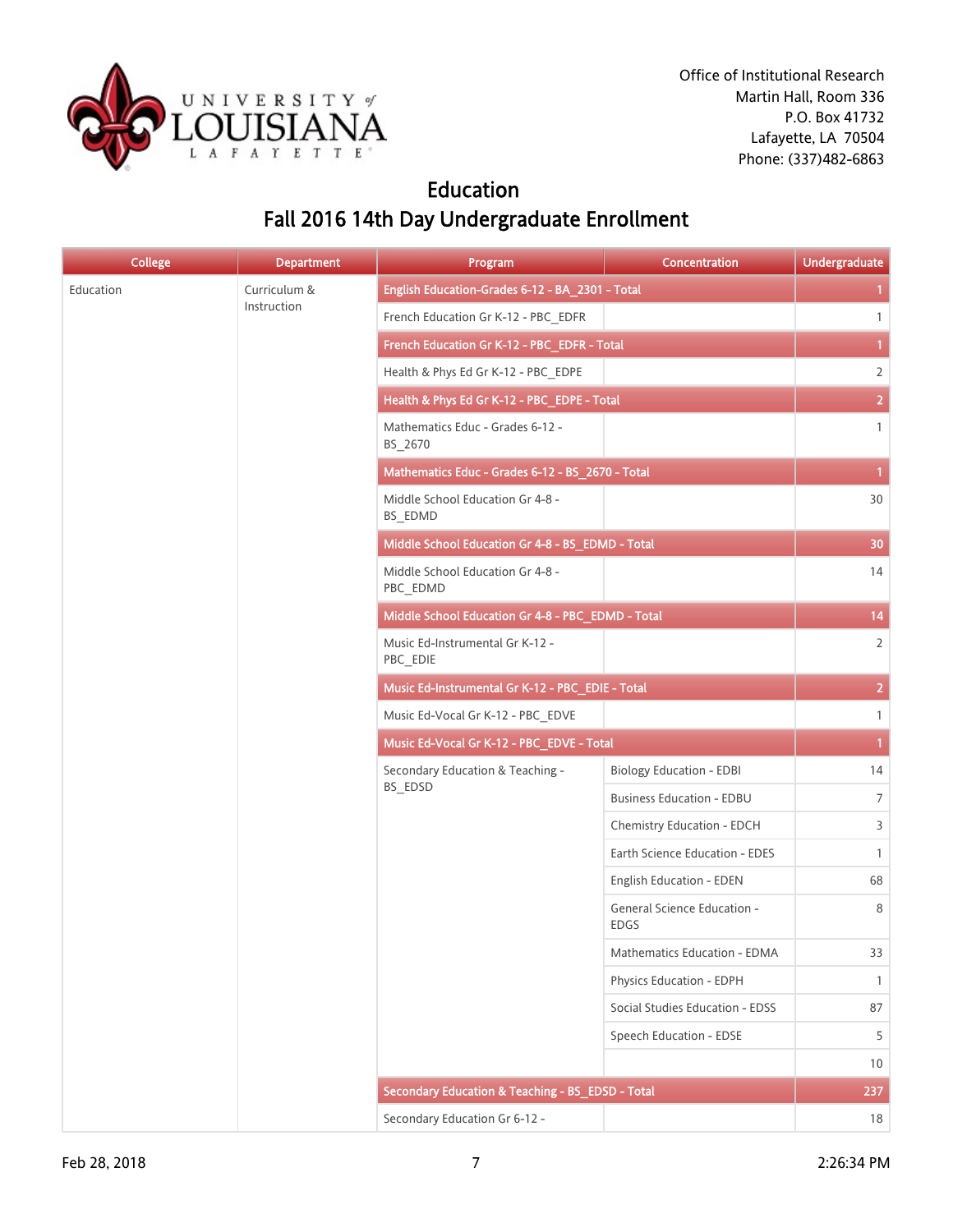Office of Institutional Research
Martin Hall, Room 336
P.O. Box 41732
Lafayette, LA 70504
Phone: (337)482-6863

# Education
## Fall 2016 14th Day Undergraduate Enrollment

| College | Department | Program | Concentration | Undergraduate |
|---|---|---|---|---|
| Education | Curriculum & Instruction | English Education-Grades 6-12 - BA_2301 - Total | | 1 |
| | | French Education Gr K-12 - PBC_EDFR | | 1 |
| | | French Education Gr K-12 - PBC_EDFR - Total | | 1 |
| | | Health & Phys Ed Gr K-12 - PBC_EDPE | | 2 |
| | | Health & Phys Ed Gr K-12 - PBC_EDPE - Total | | 2 |
| | | Mathematics Educ - Grades 6-12 - BS_2670 | | 1 |
| | | Mathematics Educ - Grades 6-12 - BS_2670 - Total | | 1 |
| | | Middle School Education Gr 4-8 - BS_EDMD | | 30 |
| | | Middle School Education Gr 4-8 - BS_EDMD - Total | | 30 |
| | | Middle School Education Gr 4-8 - PBC_EDMD | | 14 |
| | | Middle School Education Gr 4-8 - PBC_EDMD - Total | | 14 |
| | | Music Ed-Instrumental Gr K-12 - PBC_EDIE | | 2 |
| | | Music Ed-Instrumental Gr K-12 - PBC_EDIE - Total | | 2 |
| | | Music Ed-Vocal Gr K-12 - PBC_EDVE | | 1 |
| | | Music Ed-Vocal Gr K-12 - PBC_EDVE - Total | | 1 |
| | | Secondary Education & Teaching - BS_EDSD | Biology Education - EDBI | 14 |
| | | | Business Education - EDBU | 7 |
| | | | Chemistry Education - EDCH | 3 |
| | | | Earth Science Education - EDES | 1 |
| | | | English Education - EDEN | 68 |
| | | | General Science Education - EDGS | 8 |
| | | | Mathematics Education - EDMA | 33 |
| | | | Physics Education - EDPH | 1 |
| | | | Social Studies Education - EDSS | 87 |
| | | | Speech Education - EDSE | 5 |
| | | | | 10 |
| | | Secondary Education & Teaching - BS_EDSD - Total | | 237 |
| | | Secondary Education Gr 6-12 - | | 18 |

Feb 28, 2018 2:26:34 PM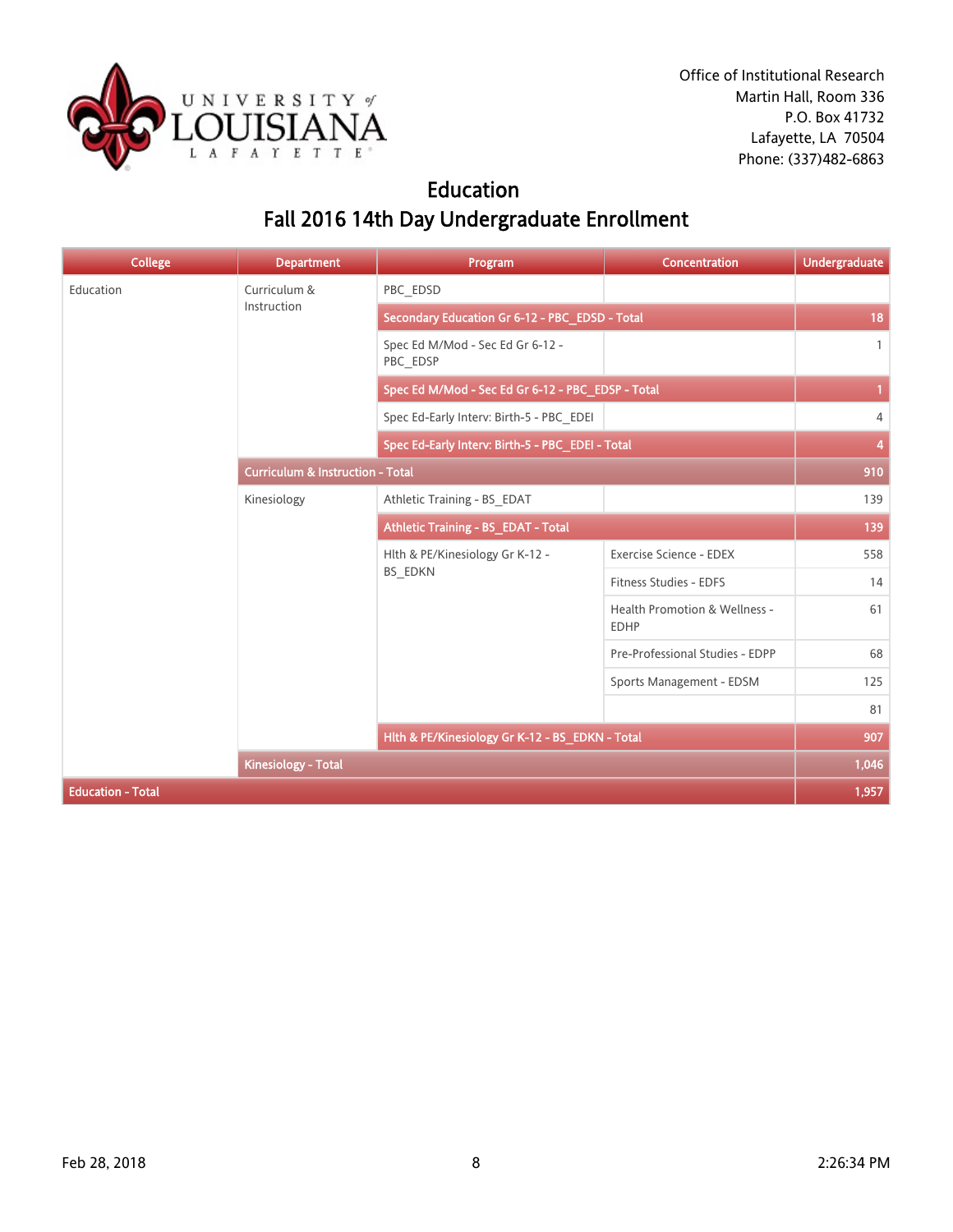Office of Institutional Research
Martin Hall, Room 336
P.O. Box 41732
Lafayette, LA 70504
Phone: (337)482-6863

# Education
## Fall 2016 14th Day Undergraduate Enrollment

| College | Department | Program | Concentration | Undergraduate |
|---|---|---|---|---|
| Education | Curriculum & Instruction | PBC_EDSD | | |
| | | Secondary Education Gr 6-12 - PBC_EDSD - Total | | 18 |
| | | Spec Ed M/Mod - Sec Ed Gr 6-12 - PBC_EDSP | | 1 |
| | | Spec Ed M/Mod - Sec Ed Gr 6-12 - PBC_EDSP - Total | | 1 |
| | | Spec Ed-Early Interv: Birth-5 - PBC_EDEI | | 4 |
| | | Spec Ed-Early Interv: Birth-5 - PBC_EDEI - Total | | 4 |
| | Curriculum & Instruction - Total | | | 910 |
| | Kinesiology | Athletic Training - BS_EDAT | | 139 |
| | | Athletic Training - BS_EDAT - Total | | 139 |
| | | Hlth & PE/Kinesiology Gr K-12 - BS_EDKN | Exercise Science - EDEX | 558 |
| | | | Fitness Studies - EDFS | 14 |
| | | | Health Promotion & Wellness - EDHP | 61 |
| | | | Pre-Professional Studies - EDPP | 68 |
| | | | Sports Management - EDSM | 125 |
| | | | | 81 |
| | | Hlth & PE/Kinesiology Gr K-12 - BS_EDKN - Total | | 907 |
| | Kinesiology - Total | | | 1,046 |
| Education - Total | | | | 1,957 |

Feb 28, 2018 2:26:34 PM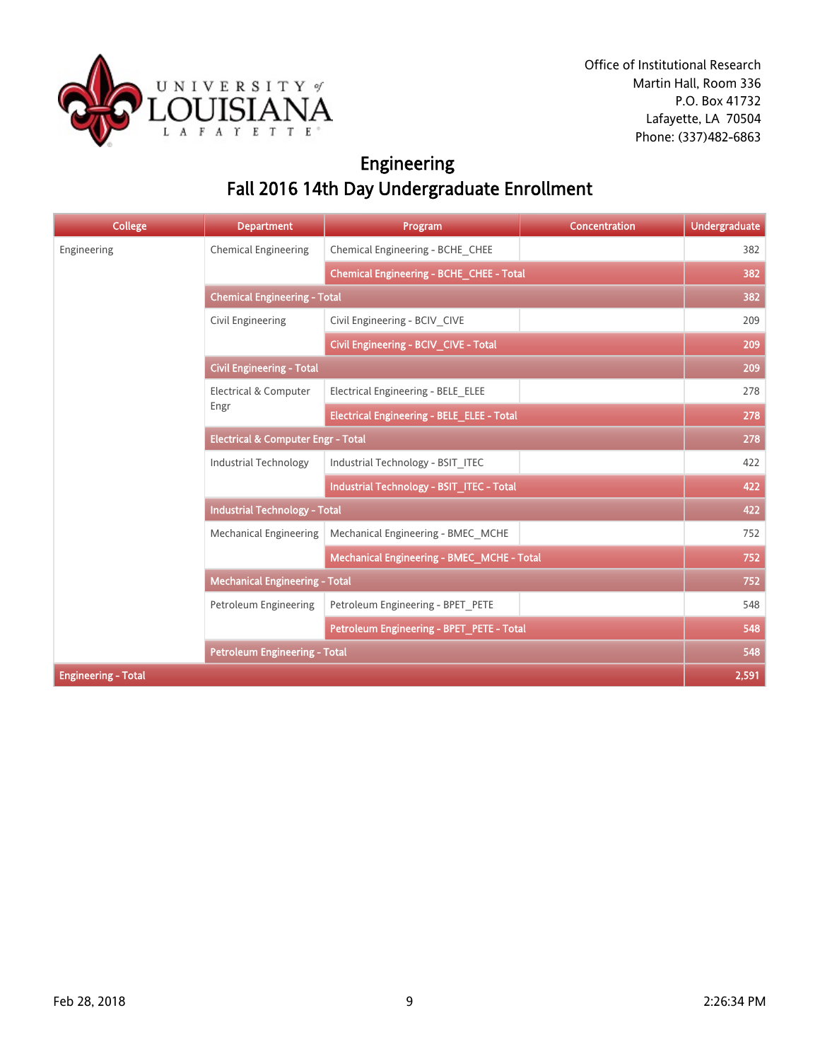Office of Institutional Research
Martin Hall, Room 336
P.O. Box 41732
Lafayette, LA 70504
Phone: (337)482-6863

# Engineering
## Fall 2016 14th Day Undergraduate Enrollment

| College | Department | Program | Concentration | Undergraduate |
|---|---|---|---|---|
| Engineering | Chemical Engineering | Chemical Engineering - BCHE_CHEE | | 382 |
| | | **Chemical Engineering - BCHE_CHEE - Total** | | **382** |
| | **Chemical Engineering - Total** | | | **382** |
| | Civil Engineering | Civil Engineering - BCIV_CIVE | | 209 |
| | | **Civil Engineering - BCIV_CIVE - Total** | | **209** |
| | **Civil Engineering - Total** | | | **209** |
| | Electrical & Computer Engr | Electrical Engineering - BELE_ELEE | | 278 |
| | | **Electrical Engineering - BELE_ELEE - Total** | | **278** |
| | **Electrical & Computer Engr - Total** | | | **278** |
| | Industrial Technology | Industrial Technology - BSIT_ITEC | | 422 |
| | | **Industrial Technology - BSIT_ITEC - Total** | | **422** |
| | **Industrial Technology - Total** | | | **422** |
| | Mechanical Engineering | Mechanical Engineering - BMEC_MCHE | | 752 |
| | | **Mechanical Engineering - BMEC_MCHE - Total** | | **752** |
| | **Mechanical Engineering - Total** | | | **752** |
| | Petroleum Engineering | Petroleum Engineering - BPET_PETE | | 548 |
| | | **Petroleum Engineering - BPET_PETE - Total** | | **548** |
| | **Petroleum Engineering - Total** | | | **548** |
| **Engineering - Total** | | | | **2,591** |

Feb 28, 2018 2:26:34 PM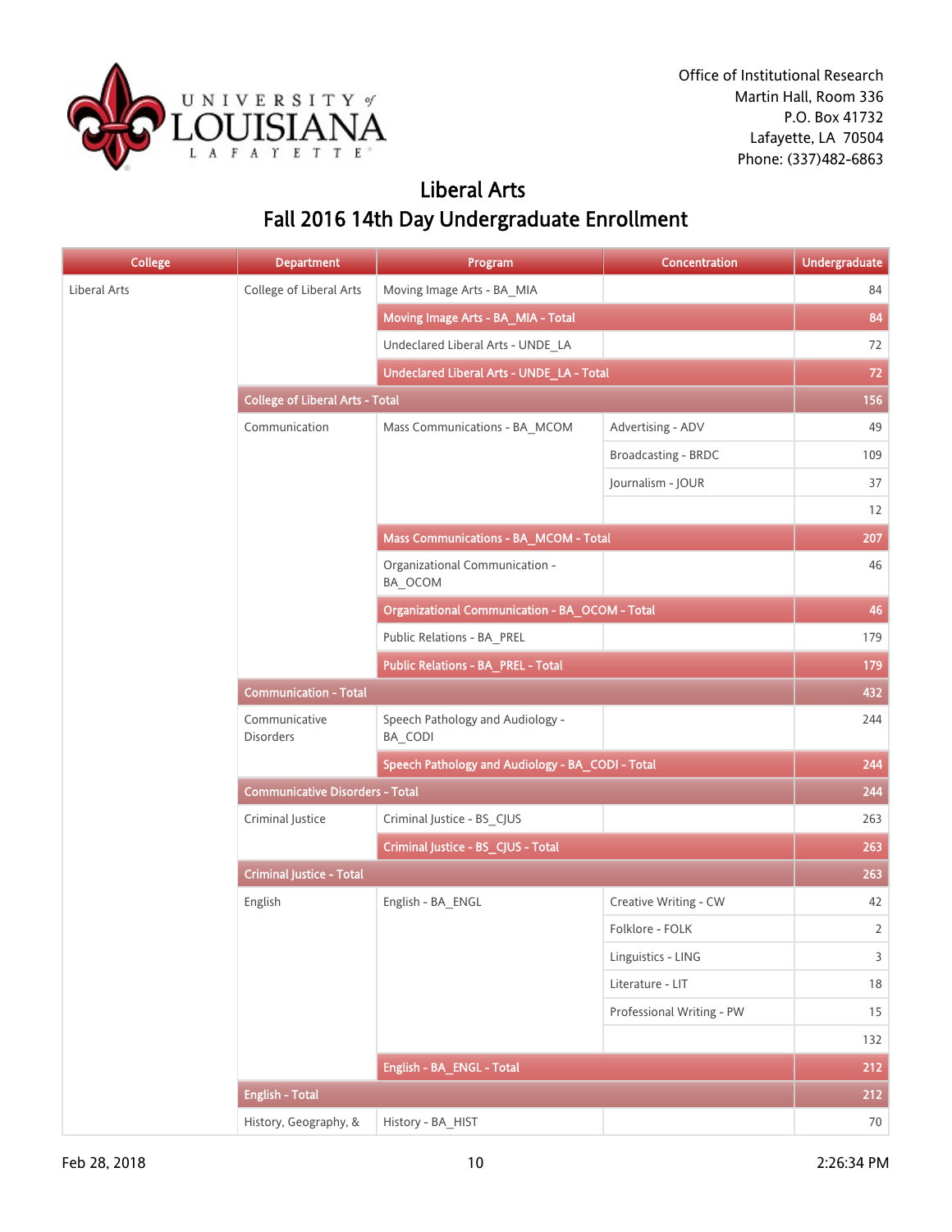Office of Institutional Research
Martin Hall, Room 336
P.O. Box 41732
Lafayette, LA 70504
Phone: (337)482-6863

# Liberal Arts
## Fall 2016 14th Day Undergraduate Enrollment

| College | Department | Program | Concentration | Undergraduate |
|---|---|---|---|---|
| Liberal Arts | College of Liberal Arts | Moving Image Arts - BA_MIA | | 84 |
| | | **Moving Image Arts - BA_MIA - Total** | | **84** |
| | | Undeclared Liberal Arts - UNDE_LA | | 72 |
| | | **Undeclared Liberal Arts - UNDE_LA - Total** | | **72** |
| | **College of Liberal Arts - Total** | | | **156** |
| | Communication | Mass Communications - BA_MCOM | Advertising - ADV | 49 |
| | | | Broadcasting - BRDC | 109 |
| | | | Journalism - JOUR | 37 |
| | | | | 12 |
| | | **Mass Communications - BA_MCOM - Total** | | **207** |
| | | Organizational Communication - BA_OCOM | | 46 |
| | | **Organizational Communication - BA_OCOM - Total** | | **46** |
| | | Public Relations - BA_PREL | | 179 |
| | | **Public Relations - BA_PREL - Total** | | **179** |
| | **Communication - Total** | | | **432** |
| | Communicative Disorders | Speech Pathology and Audiology - BA_CODI | | 244 |
| | | **Speech Pathology and Audiology - BA_CODI - Total** | | **244** |
| | **Communicative Disorders - Total** | | | **244** |
| | Criminal Justice | Criminal Justice - BS_CJUS | | 263 |
| | | **Criminal Justice - BS_CJUS - Total** | | **263** |
| | **Criminal Justice - Total** | | | **263** |
| | English | English - BA_ENGL | Creative Writing - CW | 42 |
| | | | Folklore - FOLK | 2 |
| | | | Linguistics - LING | 3 |
| | | | Literature - LIT | 18 |
| | | | Professional Writing - PW | 15 |
| | | | | 132 |
| | | **English - BA_ENGL - Total** | | **212** |
| | **English - Total** | | | **212** |
| | History, Geography, & | History - BA_HIST | | 70 |

Feb 28, 2018 2:26:34 PM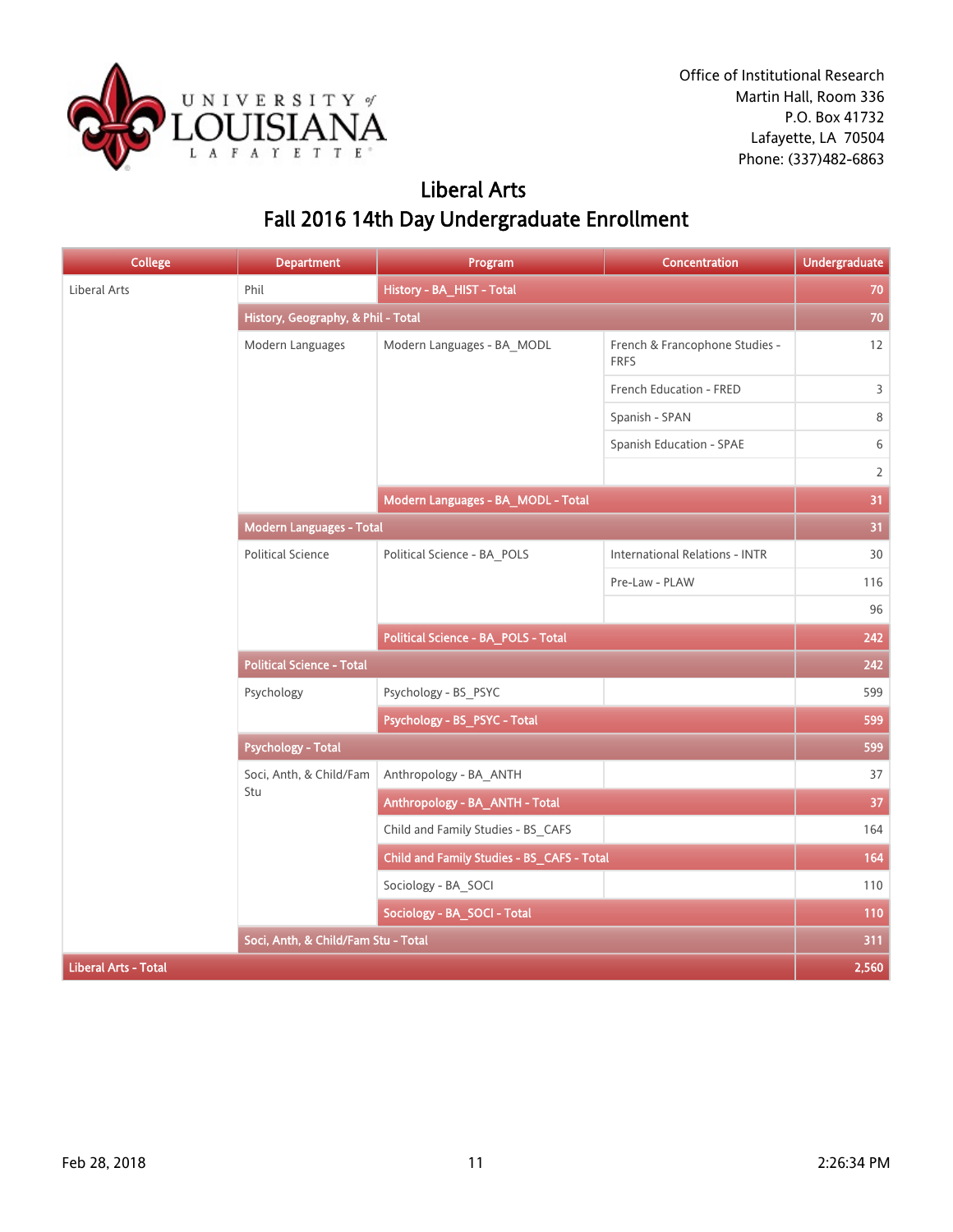Office of Institutional Research
Martin Hall, Room 336
P.O. Box 41732
Lafayette, LA 70504
Phone: (337)482-6863

# Liberal Arts
## Fall 2016 14th Day Undergraduate Enrollment

| College | Department | Program | Concentration | Undergraduate |
|---|---|---|---|---|
| Liberal Arts | Phil | **History - BA_HIST - Total** | | **70** |
| | **History, Geography, & Phil - Total** | | | **70** |
| | Modern Languages | Modern Languages - BA_MODL | French & Francophone Studies - FRFS | 12 |
| | | | French Education - FRED | 3 |
| | | | Spanish - SPAN | 8 |
| | | | Spanish Education - SPAE | 6 |
| | | | | 2 |
| | | **Modern Languages - BA_MODL - Total** | | **31** |
| | **Modern Languages - Total** | | | **31** |
| | Political Science | Political Science - BA_POLS | International Relations - INTR | 30 |
| | | | Pre-Law - PLAW | 116 |
| | | | | 96 |
| | | **Political Science - BA_POLS - Total** | | **242** |
| | **Political Science - Total** | | | **242** |
| | Psychology | Psychology - BS_PSYC | | 599 |
| | | **Psychology - BS_PSYC - Total** | | **599** |
| | **Psychology - Total** | | | **599** |
| | Soci, Anth, & Child/Fam Stu | Anthropology - BA_ANTH | | 37 |
| | | **Anthropology - BA_ANTH - Total** | | **37** |
| | | Child and Family Studies - BS_CAFS | | 164 |
| | | **Child and Family Studies - BS_CAFS - Total** | | **164** |
| | | Sociology - BA_SOCI | | 110 |
| | | **Sociology - BA_SOCI - Total** | | **110** |
| | **Soci, Anth, & Child/Fam Stu - Total** | | | **311** |
| **Liberal Arts - Total** | | | | **2,560** |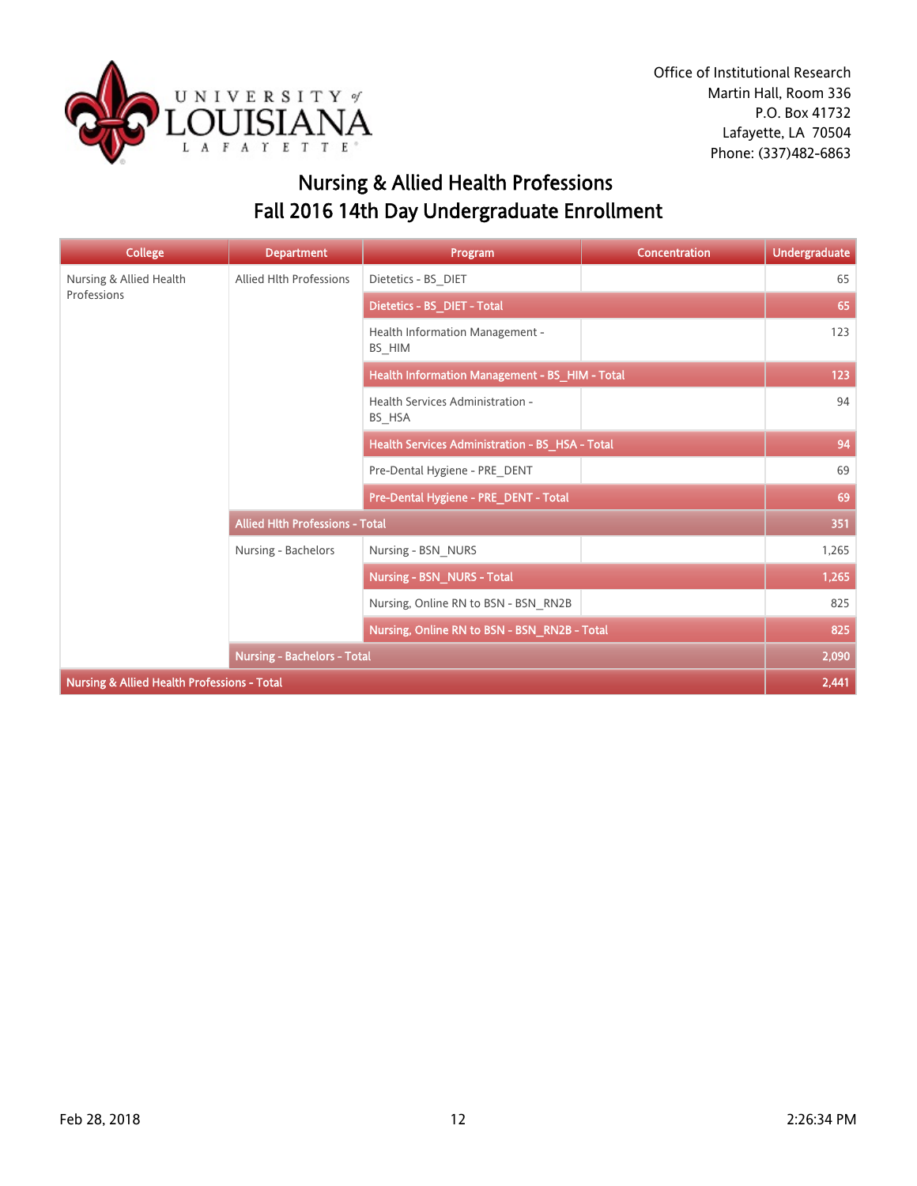Office of Institutional Research
Martin Hall, Room 336
P.O. Box 41732
Lafayette, LA 70504
Phone: (337)482-6863

# Nursing & Allied Health Professions
## Fall 2016 14th Day Undergraduate Enrollment

| College | Department | Program | Concentration | Undergraduate |
|---|---|---|---|---|
| Nursing & Allied Health Professions | Allied Hlth Professions | Dietetics - BS_DIET | | 65 |
| | | **Dietetics - BS_DIET - Total** | | **65** |
| | | Health Information Management - BS_HIM | | 123 |
| | | **Health Information Management - BS_HIM - Total** | | **123** |
| | | Health Services Administration - BS_HSA | | 94 |
| | | **Health Services Administration - BS_HSA - Total** | | **94** |
| | | Pre-Dental Hygiene - PRE_DENT | | 69 |
| | | **Pre-Dental Hygiene - PRE_DENT - Total** | | **69** |
| | **Allied Hlth Professions - Total** | | | **351** |
| | Nursing - Bachelors | Nursing - BSN_NURS | | 1,265 |
| | | **Nursing - BSN_NURS - Total** | | **1,265** |
| | | Nursing, Online RN to BSN - BSN_RN2B | | 825 |
| | | **Nursing, Online RN to BSN - BSN_RN2B - Total** | | **825** |
| | **Nursing - Bachelors - Total** | | | **2,090** |
| **Nursing & Allied Health Professions - Total** | | | | **2,441** |

Feb 28, 2018 2:26:34 PM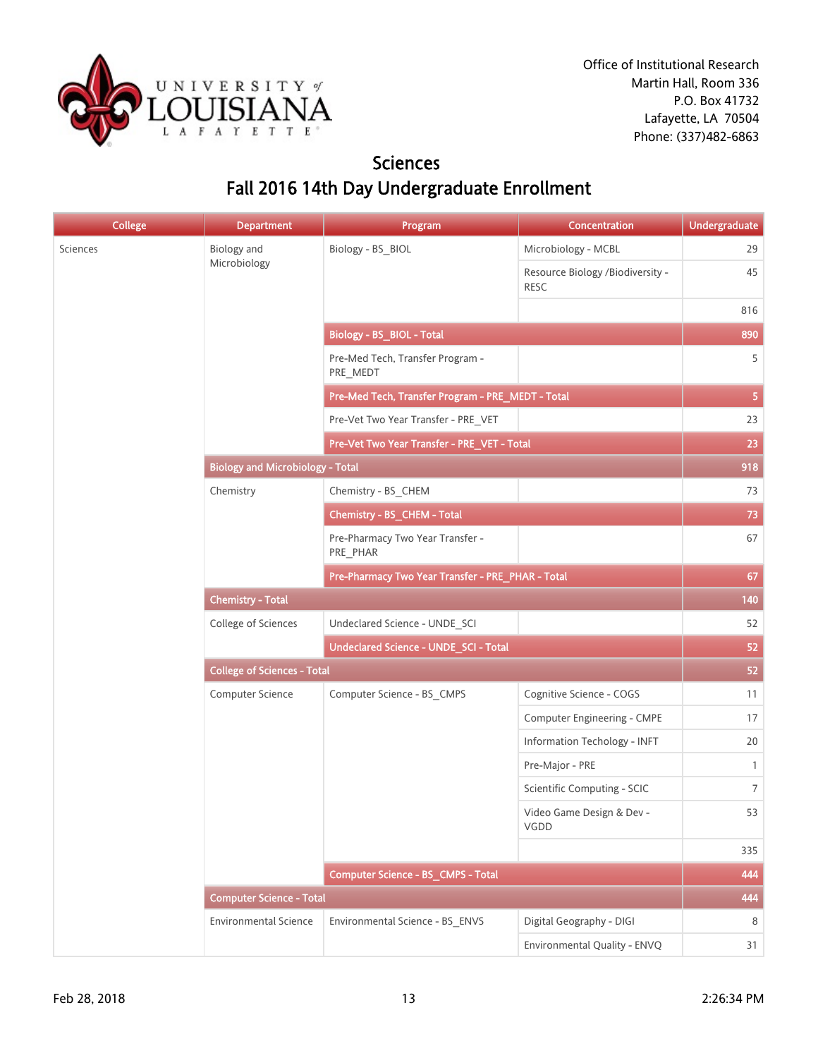Office of Institutional Research
Martin Hall, Room 336
P.O. Box 41732
Lafayette, LA 70504
Phone: (337)482-6863

# Sciences
## Fall 2016 14th Day Undergraduate Enrollment

| College | Department | Program | Concentration | Undergraduate |
|---|---|---|---|---|
| Sciences | Biology and Microbiology | Biology - BS_BIOL | Microbiology - MCBL | 29 |
| | | | Resource Biology /Biodiversity - RESC | 45 |
| | | | | 816 |
| | | **Biology - BS_BIOL - Total** | | **890** |
| | | Pre-Med Tech, Transfer Program - PRE_MEDT | | 5 |
| | | **Pre-Med Tech, Transfer Program - PRE_MEDT - Total** | | **5** |
| | | Pre-Vet Two Year Transfer - PRE_VET | | 23 |
| | | **Pre-Vet Two Year Transfer - PRE_VET - Total** | | **23** |
| | **Biology and Microbiology - Total** | | | **918** |
| | Chemistry | Chemistry - BS_CHEM | | 73 |
| | | **Chemistry - BS_CHEM - Total** | | **73** |
| | | Pre-Pharmacy Two Year Transfer - PRE_PHAR | | 67 |
| | | **Pre-Pharmacy Two Year Transfer - PRE_PHAR - Total** | | **67** |
| | **Chemistry - Total** | | | **140** |
| | College of Sciences | Undeclared Science - UNDE_SCI | | 52 |
| | | **Undeclared Science - UNDE_SCI - Total** | | **52** |
| | **College of Sciences - Total** | | | **52** |
| | Computer Science | Computer Science - BS_CMPS | Cognitive Science - COGS | 11 |
| | | | Computer Engineering - CMPE | 17 |
| | | | Information Techology - INFT | 20 |
| | | | Pre-Major - PRE | 1 |
| | | | Scientific Computing - SCIC | 7 |
| | | | Video Game Design & Dev - VGDD | 53 |
| | | | | 335 |
| | | **Computer Science - BS_CMPS - Total** | | **444** |
| | **Computer Science - Total** | | | **444** |
| | Environmental Science | Environmental Science - BS_ENVS | Digital Geography - DIGI | 8 |
| | | | Environmental Quality - ENVQ | 31 |

Feb 28, 2018 | 2:26:34 PM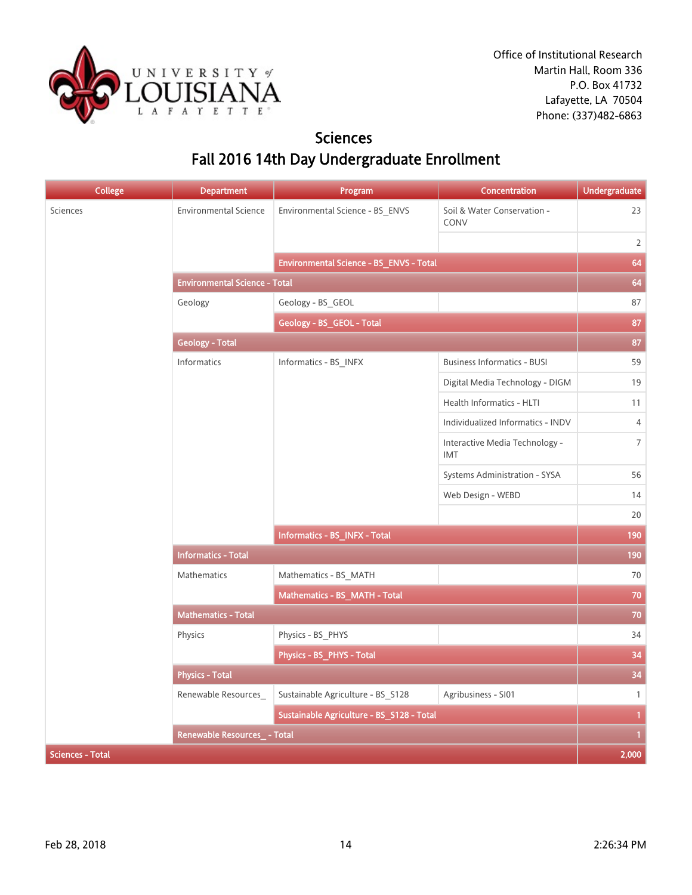Office of Institutional Research
Martin Hall, Room 336
P.O. Box 41732
Lafayette, LA 70504
Phone: (337)482-6863

# Sciences
## Fall 2016 14th Day Undergraduate Enrollment

| College | Department | Program | Concentration | Undergraduate |
|---|---|---|---|---|
| Sciences | Environmental Science | Environmental Science - BS_ENVS | Soil & Water Conservation - CONV | 23 |
| | | | | 2 |
| | | **Environmental Science - BS_ENVS - Total** | | **64** |
| | **Environmental Science - Total** | | | **64** |
| | Geology | Geology - BS_GEOL | | 87 |
| | | **Geology - BS_GEOL - Total** | | **87** |
| | **Geology - Total** | | | **87** |
| | Informatics | Informatics - BS_INFX | Business Informatics - BUSI | 59 |
| | | | Digital Media Technology - DIGM | 19 |
| | | | Health Informatics - HLTI | 11 |
| | | | Individualized Informatics - INDV | 4 |
| | | | Interactive Media Technology - IMT | 7 |
| | | | Systems Administration - SYSA | 56 |
| | | | Web Design - WEBD | 14 |
| | | | | 20 |
| | | **Informatics - BS_INFX - Total** | | **190** |
| | **Informatics - Total** | | | **190** |
| | Mathematics | Mathematics - BS_MATH | | 70 |
| | | **Mathematics - BS_MATH - Total** | | **70** |
| | **Mathematics - Total** | | | **70** |
| | Physics | Physics - BS_PHYS | | 34 |
| | | **Physics - BS_PHYS - Total** | | **34** |
| | **Physics - Total** | | | **34** |
| | Renewable Resources_ | Sustainable Agriculture - BS_S128 | Agribusiness - SI01 | 1 |
| | | **Sustainable Agriculture - BS_S128 - Total** | | **1** |
| | **Renewable Resources_ - Total** | | | **1** |
| **Sciences - Total** | | | | **2,000** |

Feb 28, 2018 2:26:34 PM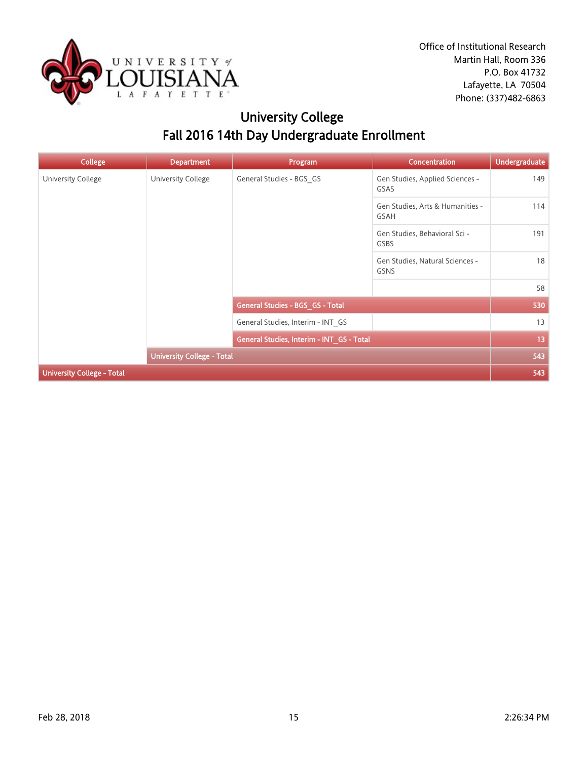Office of Institutional Research
Martin Hall, Room 336
P.O. Box 41732
Lafayette, LA 70504
Phone: (337)482-6863

# University College
## Fall 2016 14th Day Undergraduate Enrollment

| College | Department | Program | Concentration | Undergraduate |
|---|---|---|---|---|
| University College | University College | General Studies - BGS_GS | Gen Studies, Applied Sciences - GSAS | 149 |
| | | | Gen Studies, Arts & Humanities - GSAH | 114 |
| | | | Gen Studies, Behavioral Sci - GSBS | 191 |
| | | | Gen Studies, Natural Sciences - GSNS | 18 |
| | | | | 58 |
| | | **General Studies - BGS_GS - Total** | | **530** |
| | | General Studies, Interim - INT_GS | | 13 |
| | | **General Studies, Interim - INT_GS - Total** | | **13** |
| | **University College - Total** | | | **543** |
| **University College - Total** | | | | **543** |

Feb 28, 2018 2:26:34 PM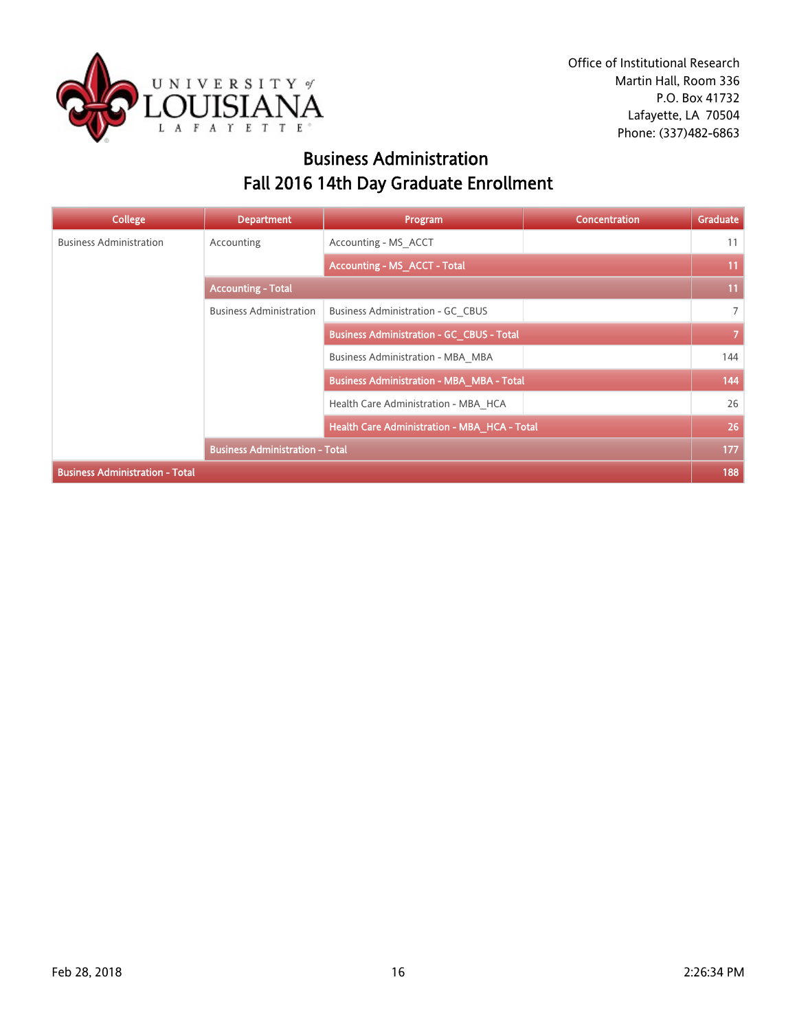Office of Institutional Research
Martin Hall, Room 336
P.O. Box 41732
Lafayette, LA 70504
Phone: (337)482-6863

# Business Administration
## Fall 2016 14th Day Graduate Enrollment

| College | Department | Program | Concentration | Graduate |
|---|---|---|---|---|
| Business Administration | Accounting | Accounting - MS_ACCT | | 11 |
| | | **Accounting - MS_ACCT - Total** | | **11** |
| | **Accounting - Total** | | | **11** |
| | Business Administration | Business Administration - GC_CBUS | | 7 |
| | | **Business Administration - GC_CBUS - Total** | | **7** |
| | | Business Administration - MBA_MBA | | 144 |
| | | **Business Administration - MBA_MBA - Total** | | **144** |
| | | Health Care Administration - MBA_HCA | | 26 |
| | | **Health Care Administration - MBA_HCA - Total** | | **26** |
| | **Business Administration - Total** | | | **177** |
| **Business Administration - Total** | | | | **188** |

Feb 28, 2018 2:26:34 PM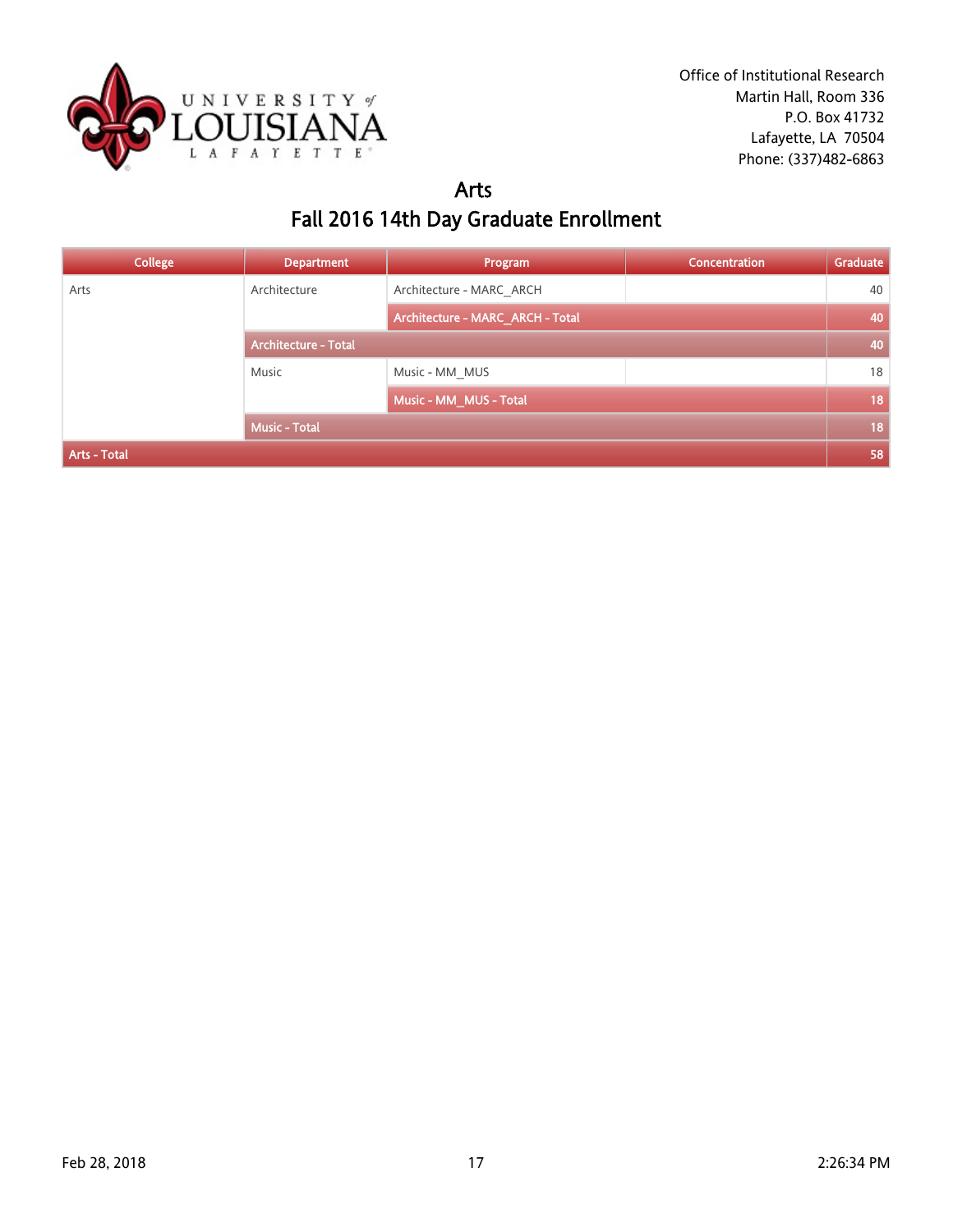Office of Institutional Research
Martin Hall, Room 336
P.O. Box 41732
Lafayette, LA 70504
Phone: (337)482-6863

# Arts

## Fall 2016 14th Day Graduate Enrollment

| College | Department | Program | Concentration | Graduate |
|---|---|---|---|---|
| Arts | Architecture | Architecture - MARC_ARCH | | 40 |
| | | Architecture - MARC_ARCH - Total | | 40 |
| | Architecture - Total | | | 40 |
| | Music | Music - MM_MUS | | 18 |
| | | Music - MM_MUS - Total | | 18 |
| | Music - Total | | | 18 |
| Arts - Total | | | | 58 |

Feb 28, 2018 — 2:26:34 PM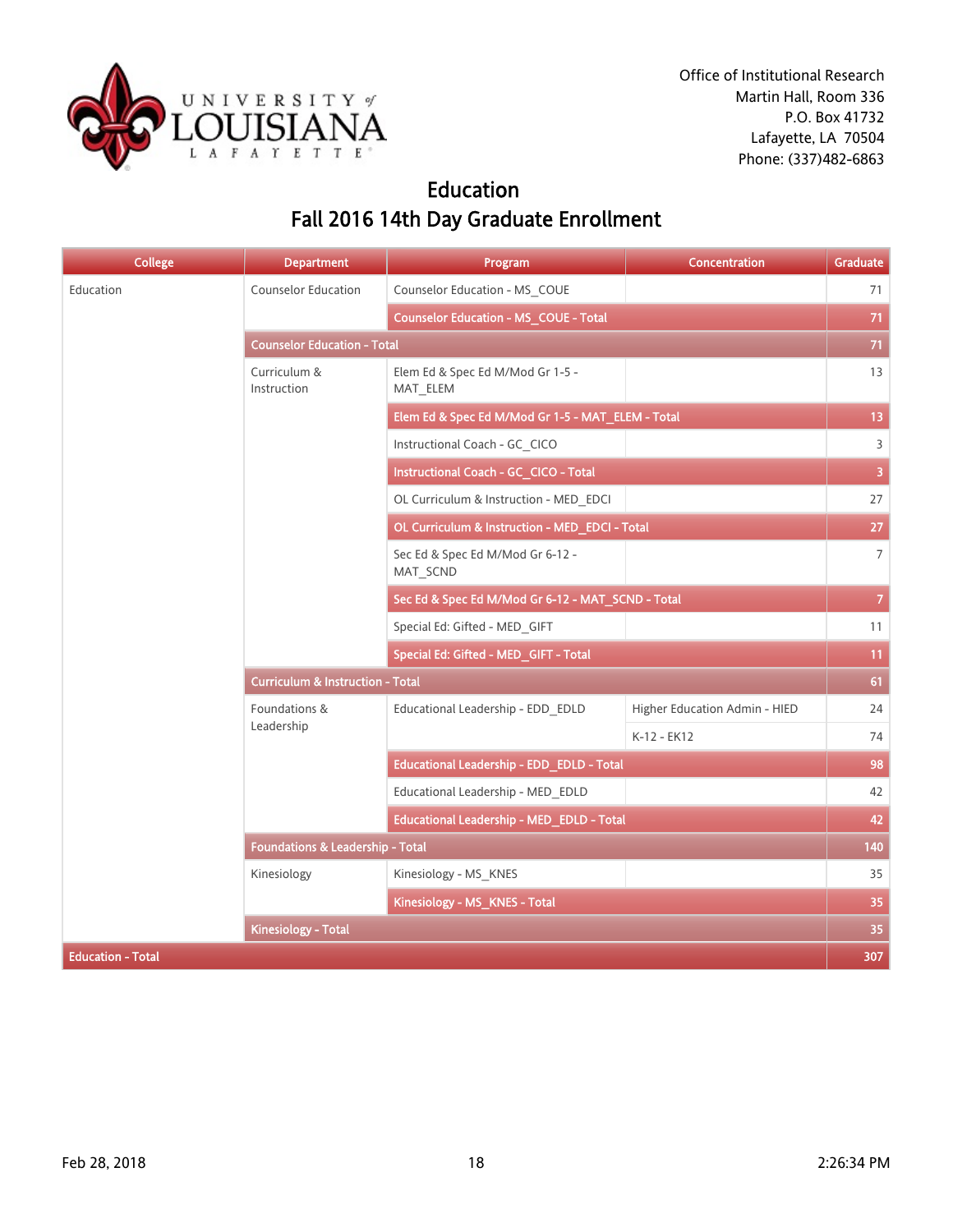Office of Institutional Research
Martin Hall, Room 336
P.O. Box 41732
Lafayette, LA 70504
Phone: (337)482-6863

# Education
## Fall 2016 14th Day Graduate Enrollment

| College | Department | Program | Concentration | Graduate |
|---|---|---|---|---|
| Education | Counselor Education | Counselor Education - MS_COUE | | 71 |
| | | **Counselor Education - MS_COUE - Total** | | **71** |
| | **Counselor Education - Total** | | | **71** |
| | Curriculum & Instruction | Elem Ed & Spec Ed M/Mod Gr 1-5 - MAT_ELEM | | 13 |
| | | **Elem Ed & Spec Ed M/Mod Gr 1-5 - MAT_ELEM - Total** | | **13** |
| | | Instructional Coach - GC_CICO | | 3 |
| | | **Instructional Coach - GC_CICO - Total** | | **3** |
| | | OL Curriculum & Instruction - MED_EDCI | | 27 |
| | | **OL Curriculum & Instruction - MED_EDCI - Total** | | **27** |
| | | Sec Ed & Spec Ed M/Mod Gr 6-12 - MAT_SCND | | 7 |
| | | **Sec Ed & Spec Ed M/Mod Gr 6-12 - MAT_SCND - Total** | | **7** |
| | | Special Ed: Gifted - MED_GIFT | | 11 |
| | | **Special Ed: Gifted - MED_GIFT - Total** | | **11** |
| | **Curriculum & Instruction - Total** | | | **61** |
| | Foundations & Leadership | Educational Leadership - EDD_EDLD | Higher Education Admin - HIED | 24 |
| | | | K-12 - EK12 | 74 |
| | | **Educational Leadership - EDD_EDLD - Total** | | **98** |
| | | Educational Leadership - MED_EDLD | | 42 |
| | | **Educational Leadership - MED_EDLD - Total** | | **42** |
| | **Foundations & Leadership - Total** | | | **140** |
| | Kinesiology | Kinesiology - MS_KNES | | 35 |
| | | **Kinesiology - MS_KNES - Total** | | **35** |
| | **Kinesiology - Total** | | | **35** |
| **Education - Total** | | | | **307** |

Feb 28, 2018 2:26:34 PM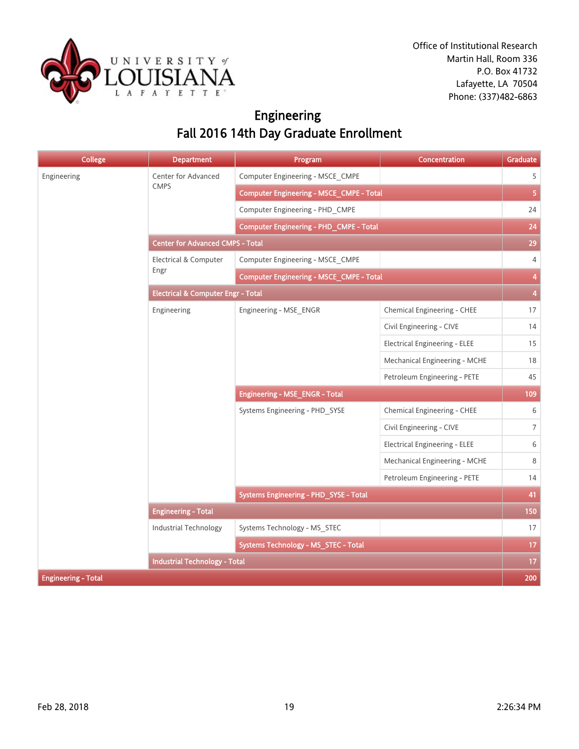Office of Institutional Research
Martin Hall, Room 336
P.O. Box 41732
Lafayette, LA 70504
Phone: (337)482-6863

# Engineering
## Fall 2016 14th Day Graduate Enrollment

| College | Department | Program | Concentration | Graduate |
|---|---|---|---|---|
| Engineering | Center for Advanced CMPS | Computer Engineering - MSCE_CMPE | | 5 |
| | | Computer Engineering - MSCE_CMPE - Total | | 5 |
| | | Computer Engineering - PHD_CMPE | | 24 |
| | | Computer Engineering - PHD_CMPE - Total | | 24 |
| | Center for Advanced CMPS - Total | | | 29 |
| | Electrical & Computer Engr | Computer Engineering - MSCE_CMPE | | 4 |
| | | Computer Engineering - MSCE_CMPE - Total | | 4 |
| | Electrical & Computer Engr - Total | | | 4 |
| | Engineering | Engineering - MSE_ENGR | Chemical Engineering - CHEE | 17 |
| | | | Civil Engineering - CIVE | 14 |
| | | | Electrical Engineering - ELEE | 15 |
| | | | Mechanical Engineering - MCHE | 18 |
| | | | Petroleum Engineering - PETE | 45 |
| | | Engineering - MSE_ENGR - Total | | 109 |
| | | Systems Engineering - PHD_SYSE | Chemical Engineering - CHEE | 6 |
| | | | Civil Engineering - CIVE | 7 |
| | | | Electrical Engineering - ELEE | 6 |
| | | | Mechanical Engineering - MCHE | 8 |
| | | | Petroleum Engineering - PETE | 14 |
| | | Systems Engineering - PHD_SYSE - Total | | 41 |
| | Engineering - Total | | | 150 |
| | Industrial Technology | Systems Technology - MS_STEC | | 17 |
| | | Systems Technology - MS_STEC - Total | | 17 |
| | Industrial Technology - Total | | | 17 |
| Engineering - Total | | | | 200 |

Feb 28, 2018 2:26:34 PM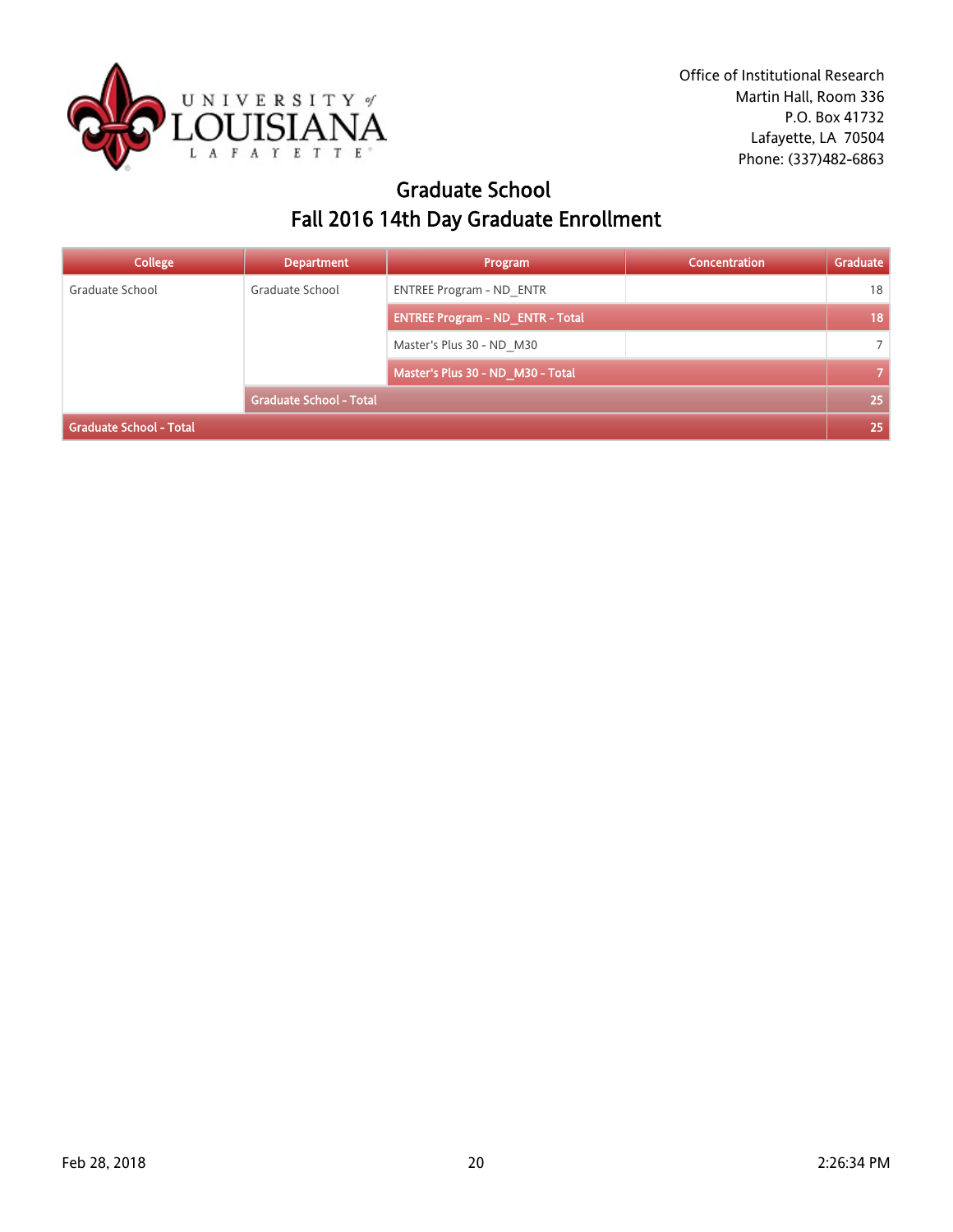Office of Institutional Research
Martin Hall, Room 336
P.O. Box 41732
Lafayette, LA 70504
Phone: (337)482-6863

# Graduate School
## Fall 2016 14th Day Graduate Enrollment

| College | Department | Program | Concentration | Graduate |
|---|---|---|---|---|
| Graduate School | Graduate School | ENTREE Program - ND_ENTR | | 18 |
| | | **ENTREE Program - ND_ENTR - Total** | | **18** |
| | | Master's Plus 30 - ND_M30 | | 7 |
| | | **Master's Plus 30 - ND_M30 - Total** | | **7** |
| | **Graduate School - Total** | | | **25** |
| **Graduate School - Total** | | | | **25** |

Feb 28, 2018 2:26:34 PM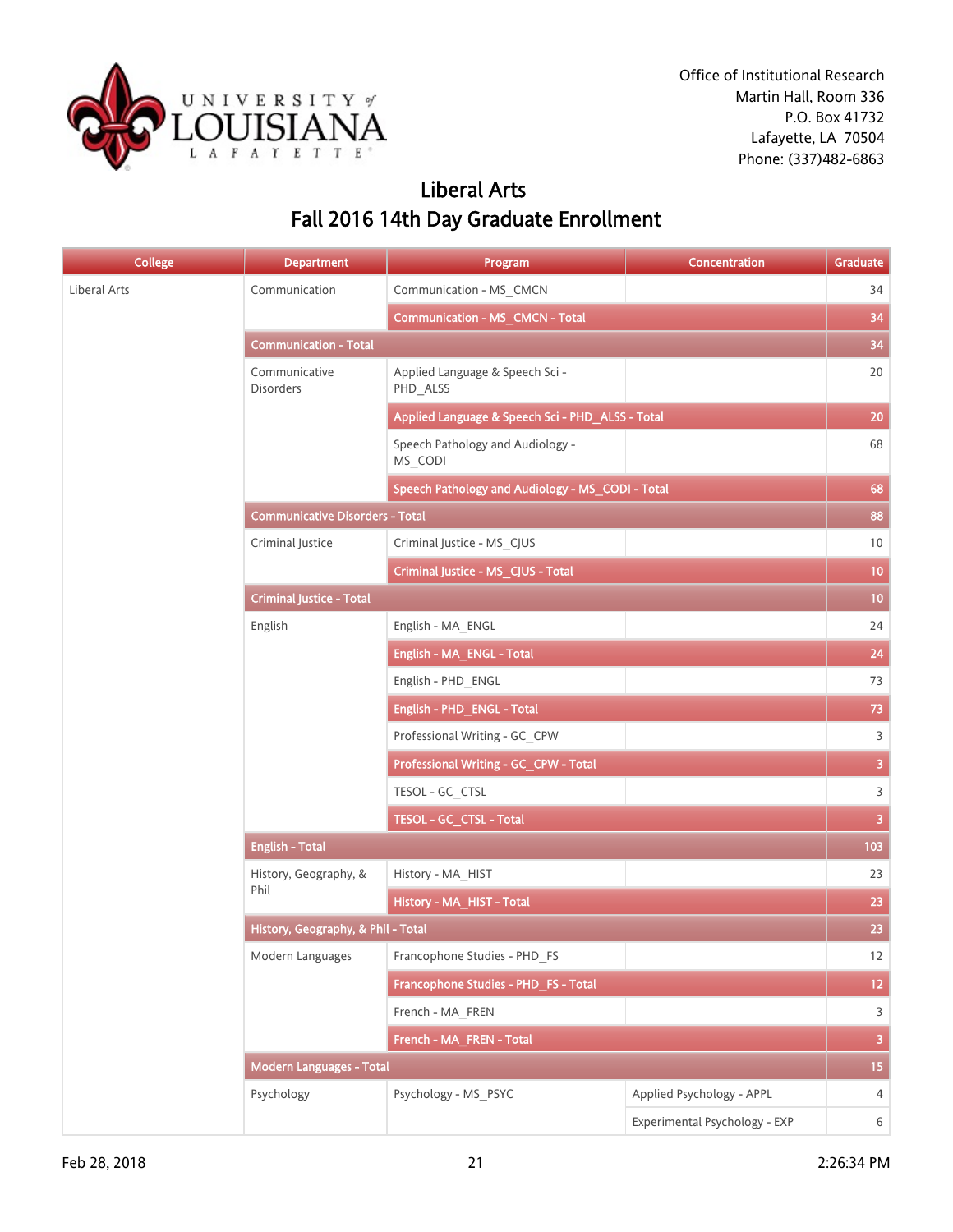Office of Institutional Research
Martin Hall, Room 336
P.O. Box 41732
Lafayette, LA 70504
Phone: (337)482-6863

# Liberal Arts
## Fall 2016 14th Day Graduate Enrollment

| College | Department | Program | Concentration | Graduate |
|---|---|---|---|---|
| Liberal Arts | Communication | Communication - MS_CMCN | | 34 |
| | | Communication - MS_CMCN - Total | | 34 |
| | Communication - Total | | | 34 |
| | Communicative Disorders | Applied Language & Speech Sci - PHD_ALSS | | 20 |
| | | Applied Language & Speech Sci - PHD_ALSS - Total | | 20 |
| | | Speech Pathology and Audiology - MS_CODI | | 68 |
| | | Speech Pathology and Audiology - MS_CODI - Total | | 68 |
| | Communicative Disorders - Total | | | 88 |
| | Criminal Justice | Criminal Justice - MS_CJUS | | 10 |
| | | Criminal Justice - MS_CJUS - Total | | 10 |
| | Criminal Justice - Total | | | 10 |
| | English | English - MA_ENGL | | 24 |
| | | English - MA_ENGL - Total | | 24 |
| | | English - PHD_ENGL | | 73 |
| | | English - PHD_ENGL - Total | | 73 |
| | | Professional Writing - GC_CPW | | 3 |
| | | Professional Writing - GC_CPW - Total | | 3 |
| | | TESOL - GC_CTSL | | 3 |
| | | TESOL - GC_CTSL - Total | | 3 |
| | English - Total | | | 103 |
| | History, Geography, & Phil | History - MA_HIST | | 23 |
| | | History - MA_HIST - Total | | 23 |
| | History, Geography, & Phil - Total | | | 23 |
| | Modern Languages | Francophone Studies - PHD_FS | | 12 |
| | | Francophone Studies - PHD_FS - Total | | 12 |
| | | French - MA_FREN | | 3 |
| | | French - MA_FREN - Total | | 3 |
| | Modern Languages - Total | | | 15 |
| | Psychology | Psychology - MS_PSYC | Applied Psychology - APPL | 4 |
| | | | Experimental Psychology - EXP | 6 |

Feb 28, 2018 2:26:34 PM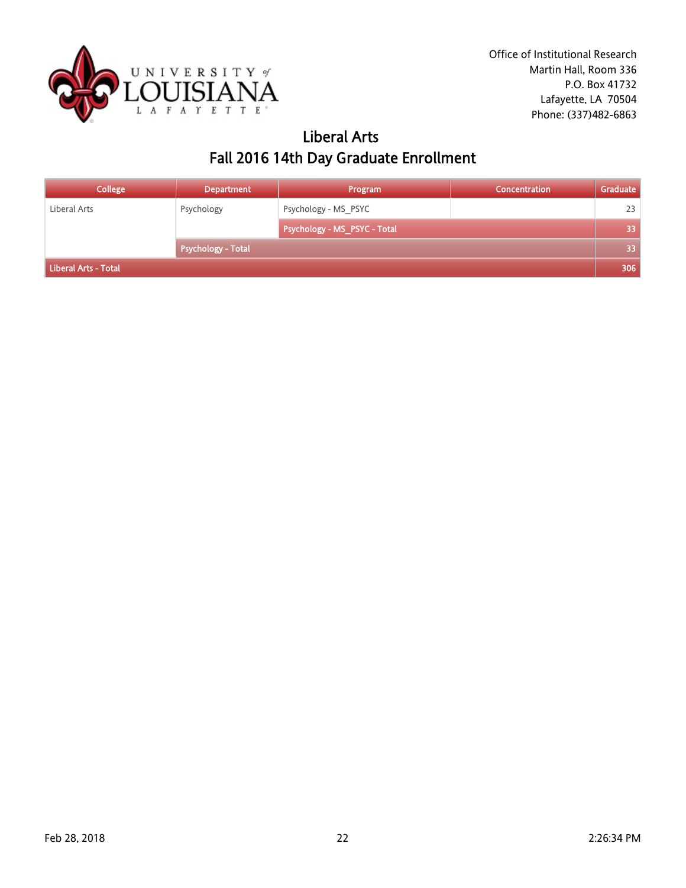Office of Institutional Research
Martin Hall, Room 336
P.O. Box 41732
Lafayette, LA  70504
Phone: (337)482-6863

# Liberal Arts
## Fall 2016 14th Day Graduate Enrollment

| College | Department | Program | Concentration | Graduate |
|---|---|---|---|---|
| Liberal Arts | Psychology | Psychology - MS_PSYC | | 23 |
| | | **Psychology - MS_PSYC - Total** | | **33** |
| | **Psychology - Total** | | | **33** |
| **Liberal Arts - Total** | | | | **306** |

Feb 28, 2018 | 2:26:34 PM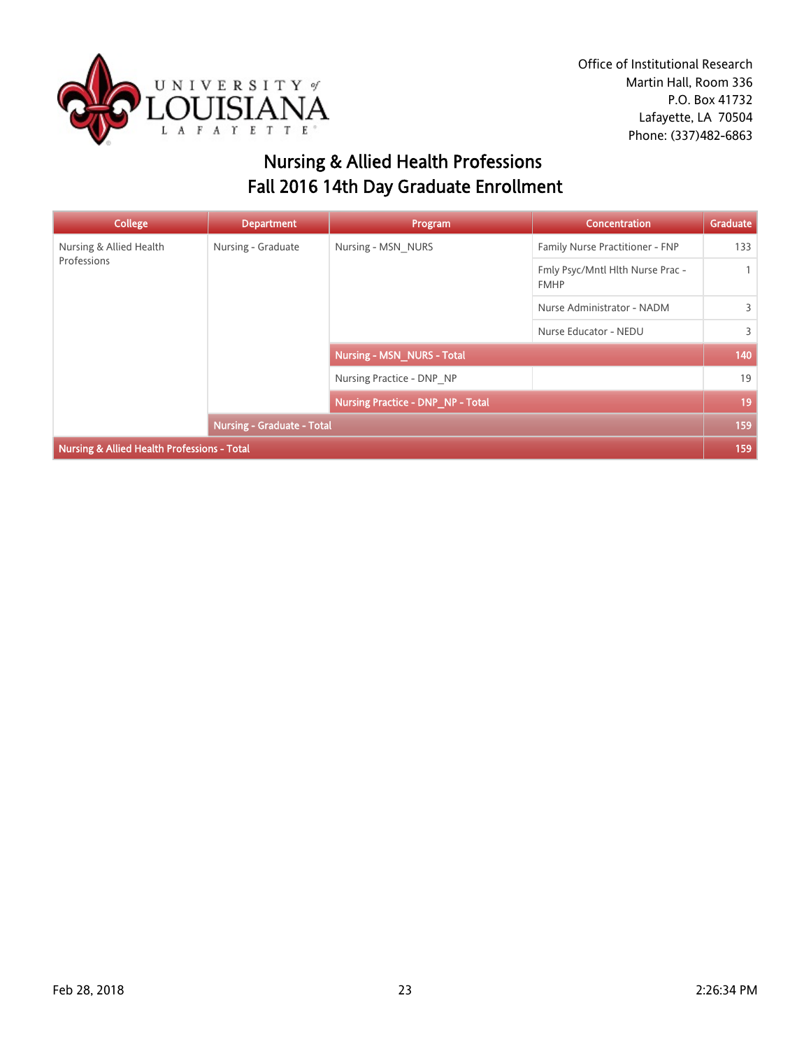Office of Institutional Research
Martin Hall, Room 336
P.O. Box 41732
Lafayette, LA 70504
Phone: (337)482-6863

# Nursing & Allied Health Professions
# Fall 2016 14th Day Graduate Enrollment

| College | Department | Program | Concentration | Graduate |
|---|---|---|---|---|
| Nursing & Allied Health Professions | Nursing - Graduate | Nursing - MSN_NURS | Family Nurse Practitioner - FNP | 133 |
| | | | Fmly Psyc/Mntl Hlth Nurse Prac - FMHP | 1 |
| | | | Nurse Administrator - NADM | 3 |
| | | | Nurse Educator - NEDU | 3 |
| | | **Nursing - MSN_NURS - Total** | | **140** |
| | | Nursing Practice - DNP_NP | | 19 |
| | | **Nursing Practice - DNP_NP - Total** | | **19** |
| | **Nursing - Graduate - Total** | | | **159** |
| **Nursing & Allied Health Professions - Total** | | | | **159** |

Feb 28, 2018 2:26:34 PM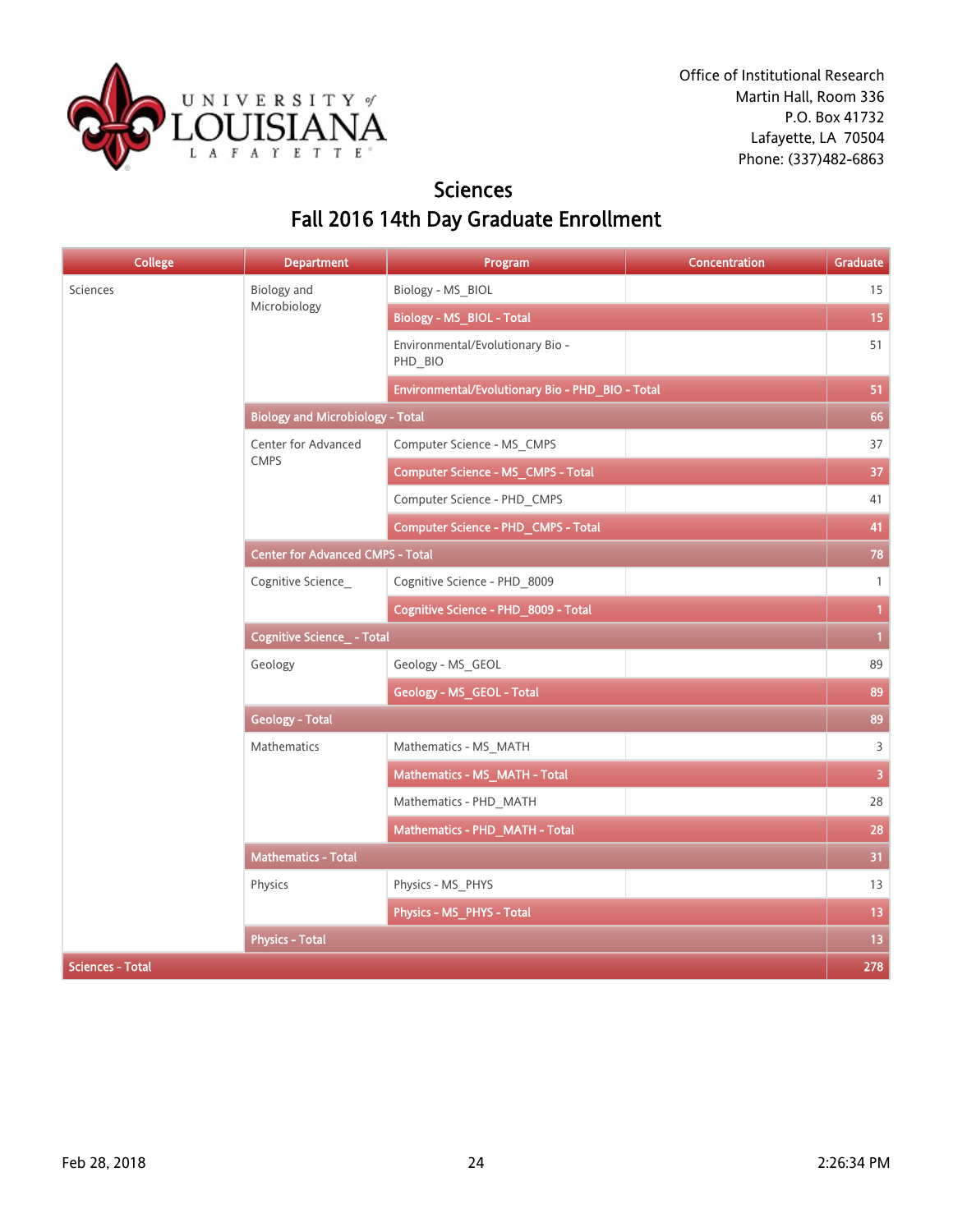Office of Institutional Research
Martin Hall, Room 336
P.O. Box 41732
Lafayette, LA 70504
Phone: (337)482-6863

# Sciences
## Fall 2016 14th Day Graduate Enrollment

| College | Department | Program | Concentration | Graduate |
|---|---|---|---|---|
| Sciences | Biology and Microbiology | Biology - MS_BIOL | | 15 |
| | | **Biology - MS_BIOL - Total** | | **15** |
| | | Environmental/Evolutionary Bio - PHD_BIO | | 51 |
| | | **Environmental/Evolutionary Bio - PHD_BIO - Total** | | **51** |
| | **Biology and Microbiology - Total** | | | **66** |
| | Center for Advanced CMPS | Computer Science - MS_CMPS | | 37 |
| | | **Computer Science - MS_CMPS - Total** | | **37** |
| | | Computer Science - PHD_CMPS | | 41 |
| | | **Computer Science - PHD_CMPS - Total** | | **41** |
| | **Center for Advanced CMPS - Total** | | | **78** |
| | Cognitive Science_ | Cognitive Science - PHD_8009 | | 1 |
| | | **Cognitive Science - PHD_8009 - Total** | | **1** |
| | **Cognitive Science_ - Total** | | | **1** |
| | Geology | Geology - MS_GEOL | | 89 |
| | | **Geology - MS_GEOL - Total** | | **89** |
| | **Geology - Total** | | | **89** |
| | Mathematics | Mathematics - MS_MATH | | 3 |
| | | **Mathematics - MS_MATH - Total** | | **3** |
| | | Mathematics - PHD_MATH | | 28 |
| | | **Mathematics - PHD_MATH - Total** | | **28** |
| | **Mathematics - Total** | | | **31** |
| | Physics | Physics - MS_PHYS | | 13 |
| | | **Physics - MS_PHYS - Total** | | **13** |
| | **Physics - Total** | | | **13** |
| **Sciences - Total** | | | | **278** |

Feb 28, 2018 2:26:34 PM